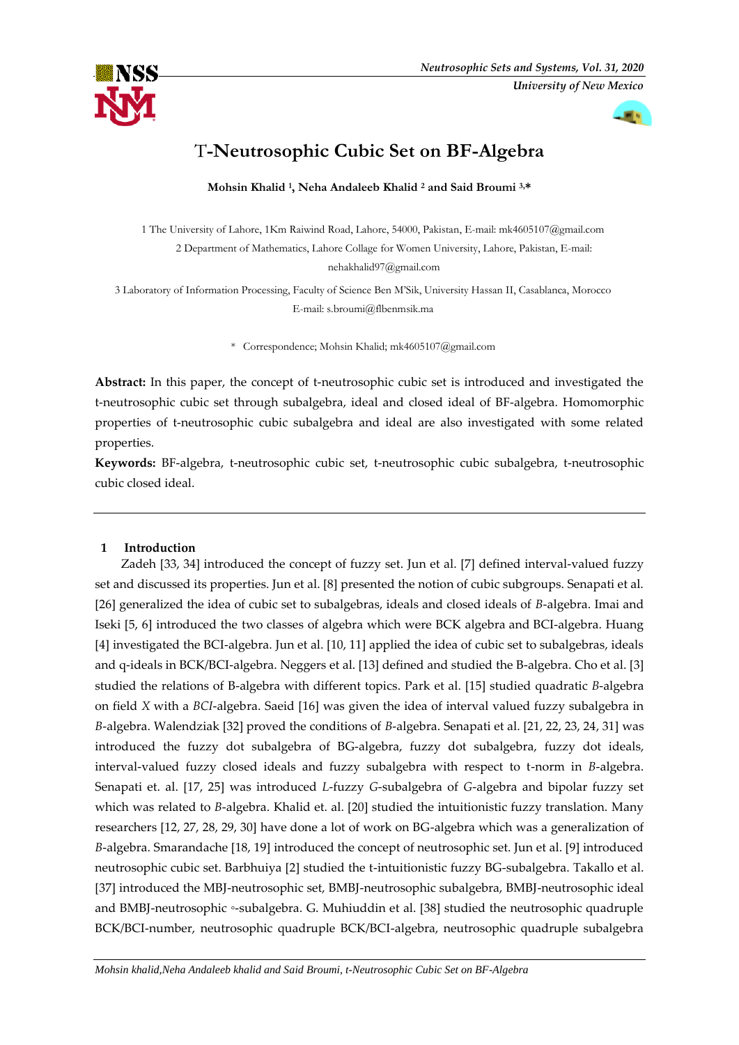# T-Neutrosophic Cubic Set on BF-Algebra

**Mohsin Khalid [1], Neha Andaleeb Khalid [2] and Said Broumi [3,*]**

1 The University of Lahore, 1Km Raiwind Road, Lahore, 54000, Pakistan, E-mail: mk4605107@gmail.com

2 Department of Mathematics, Lahore Collage for Women University, Lahore, Pakistan, E-mail: nehakhalid97@gmail.com

3 Laboratory of Information Processing, Faculty of Science Ben M'Sik, University Hassan II, Casablanca, Morocco E-mail: s.broumi@flbenmsik.ma

\* Correspondence; Mohsin Khalid; mk4605107@gmail.com

**Abstract:** In this paper, the concept of t-neutrosophic cubic set is introduced and investigated the t-neutrosophic cubic set through subalgebra, ideal and closed ideal of BF-algebra. Homomorphic properties of t-neutrosophic cubic subalgebra and ideal are also investigated with some related properties.

**Keywords:** BF-algebra, t-neutrosophic cubic set, t-neutrosophic cubic subalgebra, t-neutrosophic cubic closed ideal.

## 1 Introduction

Zadeh [33, 34] introduced the concept of fuzzy set. Jun et al. [7] defined interval-valued fuzzy set and discussed its properties. Jun et al. [8] presented the notion of cubic subgroups. Senapati et al. [26] generalized the idea of cubic set to subalgebras, ideals and closed ideals of *B*-algebra. Imai and Iseki [5, 6] introduced the two classes of algebra which were BCK algebra and BCI-algebra. Huang [4] investigated the BCI-algebra. Jun et al. [10, 11] applied the idea of cubic set to subalgebras, ideals and q-ideals in BCK/BCI-algebra. Neggers et al. [13] defined and studied the B-algebra. Cho et al. [3] studied the relations of B-algebra with different topics. Park et al. [15] studied quadratic *B*-algebra on field *X* with a *BCI*-algebra. Saeid [16] was given the idea of interval valued fuzzy subalgebra in *B*-algebra. Walendziak [32] proved the conditions of *B*-algebra. Senapati et al. [21, 22, 23, 24, 31] was introduced the fuzzy dot subalgebra of BG-algebra, fuzzy dot subalgebra, fuzzy dot ideals, interval-valued fuzzy closed ideals and fuzzy subalgebra with respect to t-norm in *B*-algebra. Senapati et. al. [17, 25] was introduced *L*-fuzzy *G*-subalgebra of *G*-algebra and bipolar fuzzy set which was related to *B*-algebra. Khalid et. al. [20] studied the intuitionistic fuzzy translation. Many researchers [12, 27, 28, 29, 30] have done a lot of work on BG-algebra which was a generalization of *B*-algebra. Smarandache [18, 19] introduced the concept of neutrosophic set. Jun et al. [9] introduced neutrosophic cubic set. Barbhuiya [2] studied the t-intuitionistic fuzzy BG-subalgebra. Takallo et al. [37] introduced the MBJ-neutrosophic set, BMBJ-neutrosophic subalgebra, BMBJ-neutrosophic ideal and BMBJ-neutrosophic ∘-subalgebra. G. Muhiuddin et al. [38] studied the neutrosophic quadruple BCK/BCI-number, neutrosophic quadruple BCK/BCI-algebra, neutrosophic quadruple subalgebra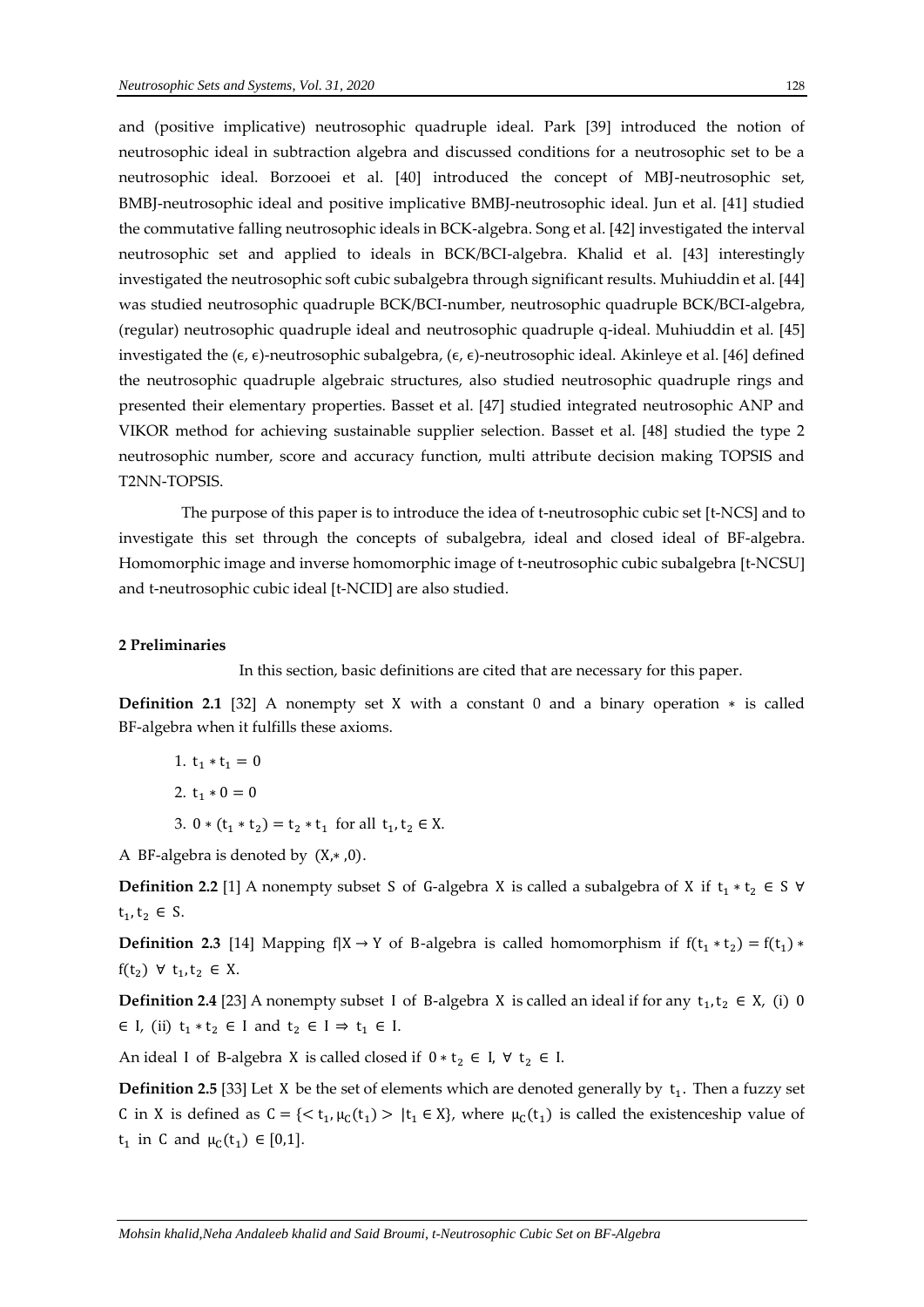and (positive implicative) neutrosophic quadruple ideal. Park [39] introduced the notion of neutrosophic ideal in subtraction algebra and discussed conditions for a neutrosophic set to be a neutrosophic ideal. Borzooei et al. [40] introduced the concept of MBJ-neutrosophic set, BMBJ-neutrosophic ideal and positive implicative BMBJ-neutrosophic ideal. Jun et al. [41] studied the commutative falling neutrosophic ideals in BCK-algebra. Song et al. [42] investigated the interval neutrosophic set and applied to ideals in BCK/BCI-algebra. Khalid et al. [43] interestingly investigated the neutrosophic soft cubic subalgebra through significant results. Muhiuddin et al. [44] was studied neutrosophic quadruple BCK/BCI-number, neutrosophic quadruple BCK/BCI-algebra, (regular) neutrosophic quadruple ideal and neutrosophic quadruple q-ideal. Muhiuddin et al. [45] investigated the $(\epsilon, \epsilon)$-neutrosophic subalgebra, $(\epsilon, \epsilon)$-neutrosophic ideal. Akinleye et al. [46] defined the neutrosophic quadruple algebraic structures, also studied neutrosophic quadruple rings and presented their elementary properties. Basset et al. [47] studied integrated neutrosophic ANP and VIKOR method for achieving sustainable supplier selection. Basset et al. [48] studied the type 2 neutrosophic number, score and accuracy function, multi attribute decision making TOPSIS and T2NN-TOPSIS.

The purpose of this paper is to introduce the idea of t-neutrosophic cubic set [t-NCS] and to investigate this set through the concepts of subalgebra, ideal and closed ideal of BF-algebra. Homomorphic image and inverse homomorphic image of t-neutrosophic cubic subalgebra [t-NCSU] and t-neutrosophic cubic ideal [t-NCID] are also studied.

## 2 Preliminaries

In this section, basic definitions are cited that are necessary for this paper.

**Definition 2.1** [32] A nonempty set X with a constant 0 and a binary operation $*$ is called BF-algebra when it fulfills these axioms.

1. $t_1 * t_1 = 0$
2. $t_1 * 0 = 0$
3. $0 * (t_1 * t_2) = t_2 * t_1$ for all $t_1, t_2 \in X$.

A BF-algebra is denoted by $(X, *, 0)$.

**Definition 2.2** [1] A nonempty subset S of G-algebra X is called a subalgebra of X if $t_1 * t_2 \in S \; \forall \; t_1, t_2 \in S$.

**Definition 2.3** [14] Mapping $f|X \rightarrow Y$ of B-algebra is called homomorphism if $f(t_1 * t_2) = f(t_1) * f(t_2) \; \forall \; t_1, t_2 \in X$.

**Definition 2.4** [23] A nonempty subset I of B-algebra X is called an ideal if for any $t_1, t_2 \in X$, (i) $0 \in I$, (ii) $t_1 * t_2 \in I$ and $t_2 \in I \Rightarrow t_1 \in I$.

An ideal I of B-algebra X is called closed if $0 * t_2 \in I, \; \forall \; t_2 \in I$.

**Definition 2.5** [33] Let X be the set of elements which are denoted generally by $t_1$. Then a fuzzy set C in X is defined as $C = \{< t_1, \mu_C(t_1) > |t_1 \in X\}$, where $\mu_C(t_1)$ is called the existenceship value of $t_1$ in C and $\mu_C(t_1) \in [0,1]$.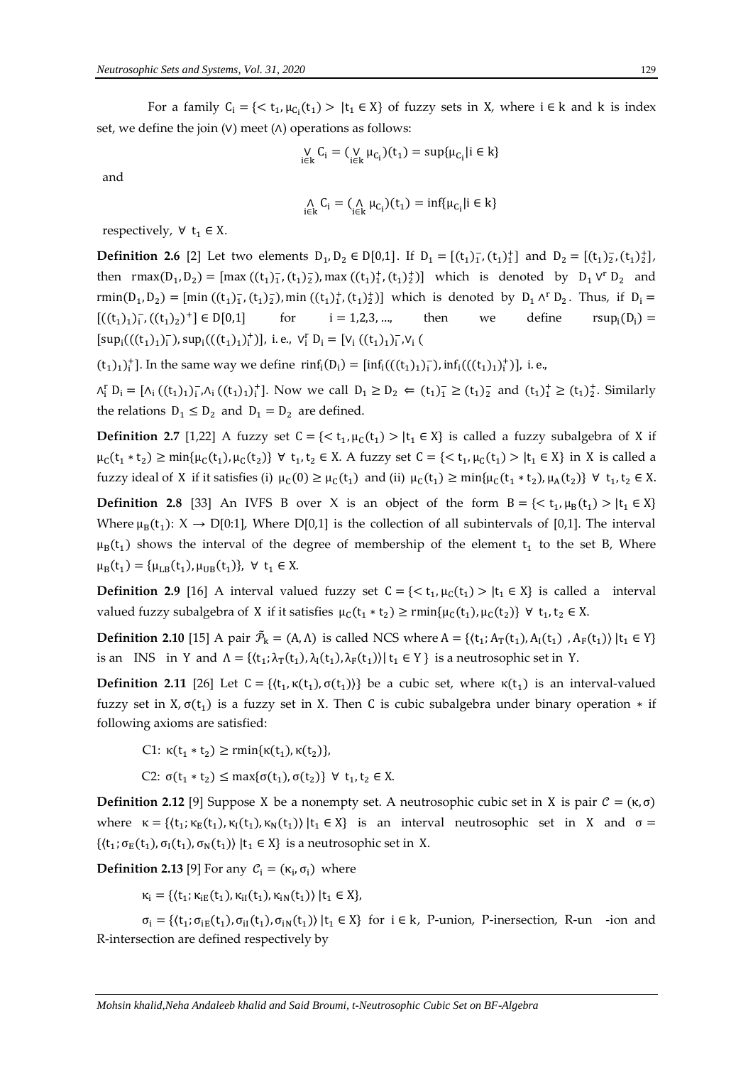For a family $C_i = \{< t_1, \mu_{C_i}(t_1) > |t_1 \in X\}$ of fuzzy sets in X, where $i \in k$ and k is index set, we define the join (∨) meet (∧) operations as follows:

$$\bigvee_{i\in k} C_i = (\bigvee_{i\in k} \mu_{C_i})(t_1) = \sup\{\mu_{C_i}|i \in k\}$$

and

$$\bigwedge_{i\in k} C_i = (\bigwedge_{i\in k} \mu_{C_i})(t_1) = \inf\{\mu_{C_i}|i \in k\}$$

respectively, $\forall\ t_1 \in X$.

**Definition 2.6** [2] Let two elements $D_1, D_2 \in D[0,1]$. If $D_1 = [(t_1)_1^-, (t_1)_1^+]$ and $D_2 = [(t_1)_2^-, (t_1)_2^+]$, then $\text{rmax}(D_1, D_2) = [\max((t_1)_1^-, (t_1)_2^-), \max((t_1)_1^+, (t_1)_2^+)]$ which is denoted by $D_1 \vee^r D_2$ and $\text{rmin}(D_1, D_2) = [\min((t_1)_1^-, (t_1)_2^-), \min((t_1)_1^+, (t_1)_2^+)]$ which is denoted by $D_1 \wedge^r D_2$. Thus, if $D_i = [((t_1)_1)_i^-, ((t_1)_2)^+] \in D[0,1]$ for $i = 1,2,3, \ldots$, then we define $\text{rsup}_i(D_i) = [\sup_i(((t_1)_1)_i^-), \sup_i(((t_1)_1)_i^+)]$, i. e., $\vee_i^r D_i = [\vee_i ((t_1)_1)_i^-, \vee_i ((t_1)_1)_i^+]$. In the same way we define $\text{rinf}_i(D_i) = [\inf_i(((t_1)_1)_i^-), \inf_i(((t_1)_1)_i^+)]$, i. e., $\wedge_i^r D_i = [\wedge_i ((t_1)_1)_i^-, \wedge_i ((t_1)_1)_i^+]$. Now we call $D_1 \geq D_2 \Leftarrow (t_1)_1^- \geq (t_1)_2^-$ and $(t_1)_1^+ \geq (t_1)_2^+$. Similarly the relations $D_1 \leq D_2$ and $D_1 = D_2$ are defined.

**Definition 2.7** [1,22] A fuzzy set $C = \{< t_1, \mu_C(t_1) > |t_1 \in X\}$ is called a fuzzy subalgebra of X if $\mu_C(t_1 * t_2) \geq \min\{\mu_C(t_1), \mu_C(t_2)\}\ \forall\ t_1, t_2 \in X$. A fuzzy set $C = \{< t_1, \mu_C(t_1) > |t_1 \in X\}$ in X is called a fuzzy ideal of X if it satisfies (i) $\mu_C(0) \geq \mu_C(t_1)$ and (ii) $\mu_C(t_1) \geq \min\{\mu_C(t_1 * t_2), \mu_A(t_2)\}\ \forall\ t_1, t_2 \in X$.

**Definition 2.8** [33] An IVFS B over X is an object of the form $B = \{< t_1, \mu_B(t_1) > |t_1 \in X\}$ Where $\mu_B(t_1)$: $X \to D[0:1]$, Where D[0,1] is the collection of all subintervals of [0,1]. The interval $\mu_B(t_1)$ shows the interval of the degree of membership of the element $t_1$ to the set B, Where $\mu_B(t_1) = \{\mu_{LB}(t_1), \mu_{UB}(t_1)\},\ \forall\ t_1 \in X$.

**Definition 2.9** [16] A interval valued fuzzy set $C = \{< t_1, \mu_C(t_1) > |t_1 \in X\}$ is called a interval valued fuzzy subalgebra of X if it satisfies $\mu_C(t_1 * t_2) \geq \text{rmin}\{\mu_C(t_1), \mu_C(t_2)\}\ \forall\ t_1, t_2 \in X$.

**Definition 2.10** [15] A pair $\tilde{\mathcal{P}}_k = (A, \Lambda)$ is called NCS where $A = \{\langle t_1; A_T(t_1), A_I(t_1), A_F(t_1)\rangle\ |t_1 \in Y\}$ is an INS in Y and $\Lambda = \{\langle t_1; \lambda_T(t_1), \lambda_I(t_1), \lambda_F(t_1)\rangle |\ t_1 \in Y\}$ is a neutrosophic set in Y.

**Definition 2.11** [26] Let $C = \{\langle t_1, \kappa(t_1), \sigma(t_1)\rangle\}$ be a cubic set, where $\kappa(t_1)$ is an interval-valued fuzzy set in X, $\sigma(t_1)$ is a fuzzy set in X. Then C is cubic subalgebra under binary operation $*$ if following axioms are satisfied:

C1: $\kappa(t_1 * t_2) \geq \text{rmin}\{\kappa(t_1), \kappa(t_2)\}$,

C2: $\sigma(t_1 * t_2) \leq \max\{\sigma(t_1), \sigma(t_2)\}\ \forall\ t_1, t_2 \in X$.

**Definition 2.12** [9] Suppose X be a nonempty set. A neutrosophic cubic set in X is pair $\mathcal{C} = (\kappa, \sigma)$ where $\kappa = \{\langle t_1; \kappa_E(t_1), \kappa_I(t_1), \kappa_N(t_1)\rangle\ |t_1 \in X\}$ is an interval neutrosophic set in X and $\sigma = \{\langle t_1; \sigma_E(t_1), \sigma_I(t_1), \sigma_N(t_1)\rangle\ |t_1 \in X\}$ is a neutrosophic set in X.

**Definition 2.13** [9] For any $\mathcal{C}_i = (\kappa_i, \sigma_i)$ where

$\kappa_i = \{\langle t_1; \kappa_{iE}(t_1), \kappa_{iI}(t_1), \kappa_{iN}(t_1)\rangle\ |t_1 \in X\}$,

$\sigma_i = \{\langle t_1; \sigma_{iE}(t_1), \sigma_{iI}(t_1), \sigma_{iN}(t_1)\rangle\ |t_1 \in X\}$ for $i \in k$, P-union, P-inersection, R-un -ion and R-intersection are defined respectively by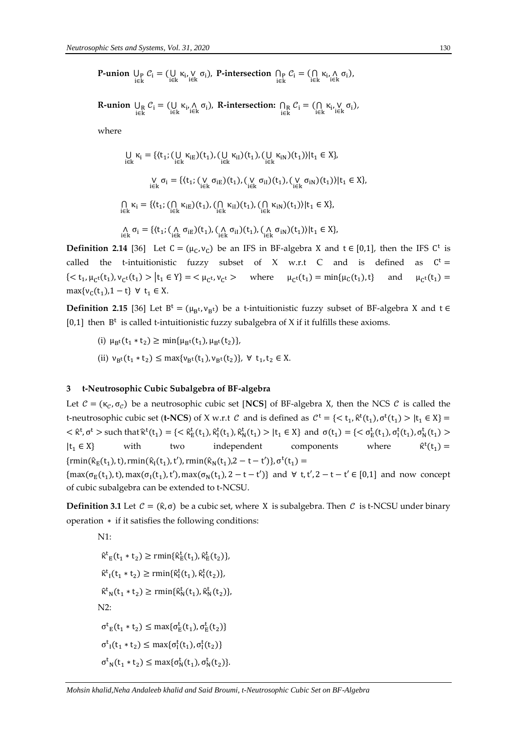**P-union** $\bigcup_{P\, i\in k} \mathcal{C}_i = (\bigcup_{i\in k} \kappa_i, \bigvee_{i\in k} \sigma_i)$, **P-intersection** $\bigcap_{P\, i\in k} \mathcal{C}_i = (\bigcap_{i\in k} \kappa_i, \bigwedge_{i\in k} \sigma_i)$,

**R-union** $\bigcup_{R\, i\in k} \mathcal{C}_i = (\bigcup_{i\in k} \kappa_i, \bigwedge_{i\in k} \sigma_i)$, **R-intersection:** $\bigcap_{R\, i\in k} \mathcal{C}_i = (\bigcap_{i\in k} \kappa_i, \bigvee_{i\in k} \sigma_i)$,

where

$$\bigcup_{i\in k} \kappa_i = \{\langle t_1; (\bigcup_{i\in k} \kappa_{iE})(t_1), (\bigcup_{i\in k} \kappa_{iI})(t_1), (\bigcup_{i\in k} \kappa_{iN})(t_1)\rangle | t_1 \in X\},$$

$$\bigvee_{i\in k} \sigma_i = \{\langle t_1; (\bigvee_{i\in k} \sigma_{iE})(t_1), (\bigvee_{i\in k} \sigma_{iI})(t_1), (\bigvee_{i\in k} \sigma_{iN})(t_1)\rangle | t_1 \in X\},$$

$$\bigcap_{i\in k} \kappa_i = \{\langle t_1; (\bigcap_{i\in k} \kappa_{iE})(t_1), (\bigcap_{i\in k} \kappa_{iI})(t_1), (\bigcap_{i\in k} \kappa_{iN})(t_1)\rangle | t_1 \in X\},$$

$$\bigwedge_{i\in k} \sigma_i = \{\langle t_1; (\bigwedge_{i\in k} \sigma_{iE})(t_1), (\bigwedge_{i\in k} \sigma_{iI})(t_1), (\bigwedge_{i\in k} \sigma_{iN})(t_1)\rangle | t_1 \in X\},$$

**Definition 2.14** [36] Let $C = (\mu_C, \nu_C)$ be an IFS in BF-algebra X and $t \in [0,1]$, then the IFS $C^t$ is called the t-intuitionistic fuzzy subset of X w.r.t C and is defined as $C^t = \{< t_1, \mu_{C^t}(t_1), \nu_{C^t}(t_1) > | t_1 \in Y\} = < \mu_{C^t}, \nu_{C^t} >$ where $\mu_{C^t}(t_1) = \min\{\mu_C(t_1), t\}$ and $\mu_{C^t}(t_1) = \max\{\nu_C(t_1), 1-t\}$ $\forall$ $t_1 \in X$.

**Definition 2.15** [36] Let $B^t = (\mu_{B^t}, \nu_{B^t})$ be a t-intuitionistic fuzzy subset of BF-algebra X and $t \in [0,1]$ then $B^t$ is called t-intuitionistic fuzzy subalgebra of X if it fulfills these axioms.

(i) $\mu_{B^t}(t_1 * t_2) \geq \min\{\mu_{B^t}(t_1), \mu_{B^t}(t_2)\}$,

(ii) $\nu_{B^t}(t_1 * t_2) \leq \max\{\nu_{B^t}(t_1), \nu_{B^t}(t_2)\}$, $\forall$ $t_1, t_2 \in X$.

## 3 t-Neutrosophic Cubic Subalgebra of BF-algebra

Let $\mathcal{C} = (\kappa_{\mathcal{C}}, \sigma_{\mathcal{C}})$ be a neutrosophic cubic set [**NCS**] of BF-algebra X, then the NCS $\mathcal{C}$ is called the t-neutrosophic cubic set (**t-NCS**) of X w.r.t $\mathcal{C}$ and is defined as $\mathcal{C}^t = \{< t_1, \hat{\kappa}^t(t_1), \sigma^t(t_1) > | t_1 \in X\} = < \hat{\kappa}^t, \sigma^t >$ such that $\hat{\kappa}^t(t_1) = \{< \hat{\kappa}_E^t(t_1), \hat{\kappa}_I^t(t_1), \hat{\kappa}_N^t(t_1) > | t_1 \in X\}$ and $\sigma(t_1) = \{< \sigma_E^t(t_1), \sigma_I^t(t_1), \sigma_N^t(t_1) > | t_1 \in X\}$ with two independent components where $\hat{\kappa}^t(t_1) = \{\text{rmin}(\hat{\kappa}_E(t_1), t), \text{rmin}(\hat{\kappa}_I(t_1), t'), \text{rmin}(\hat{\kappa}_N(t_1), 2-t-t')\}, \sigma^t(t_1) = \{\max(\sigma_E(t_1), t), \max(\sigma_I(t_1), t'), \max(\sigma_N(t_1), 2-t-t')\}$ and $\forall$ $t, t', 2-t-t' \in [0,1]$ and now concept of cubic subalgebra can be extended to t-NCSU.

**Definition 3.1** Let $\mathcal{C} = (\hat{\kappa}, \sigma)$ be a cubic set, where X is subalgebra. Then $\mathcal{C}$ is t-NCSU under binary operation $*$ if it satisfies the following conditions:

N1:

$\hat{\kappa}^t{}_E(t_1 * t_2) \geq \text{rmin}\{\hat{\kappa}_E^t(t_1), \hat{\kappa}_E^t(t_2)\}$,

$\hat{\kappa}^t{}_I(t_1 * t_2) \geq \text{rmin}\{\hat{\kappa}_I^t(t_1), \hat{\kappa}_I^t(t_2)\}$,

$\hat{\kappa}^t{}_N(t_1 * t_2) \geq \text{rmin}\{\hat{\kappa}_N^t(t_1), \hat{\kappa}_N^t(t_2)\}$,

N2:

$\sigma^t{}_E(t_1 * t_2) \leq \max\{\sigma_E^t(t_1), \sigma_E^t(t_2)\}$

$\sigma^t{}_I(t_1 * t_2) \leq \max\{\sigma_I^t(t_1), \sigma_I^t(t_2)\}$

$\sigma^t{}_N(t_1 * t_2) \leq \max\{\sigma_N^t(t_1), \sigma_N^t(t_2)\}$.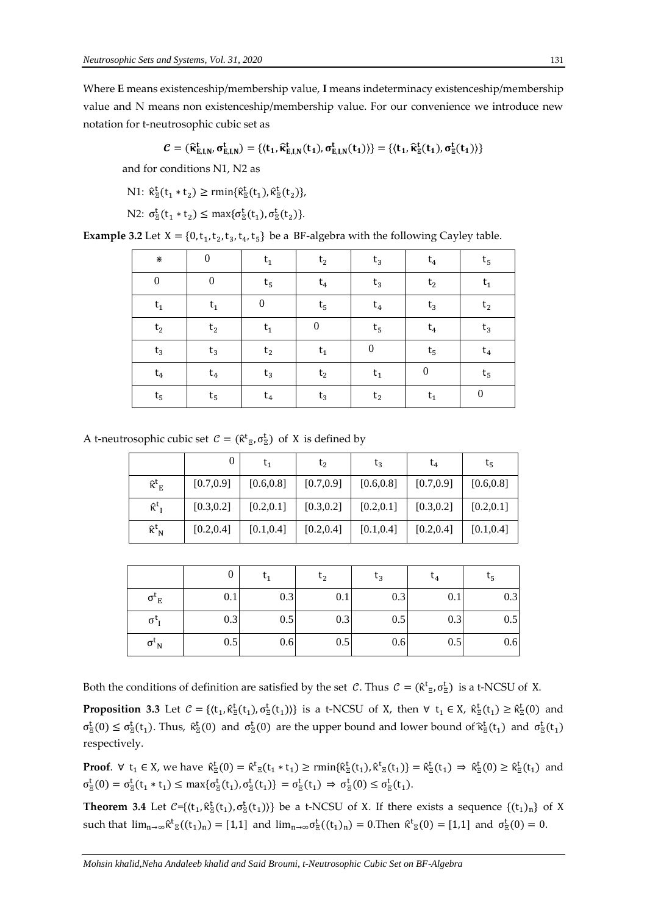Where **E** means existenceship/membership value, **I** means indeterminacy existenceship/membership value and N means non existenceship/membership value. For our convenience we introduce new notation for t-neutrosophic cubic set as

$$\mathcal{C} = (\hat{\kappa}^{t}_{E,I,N}, \sigma^{t}_{E,I,N}) = \{\langle t_1, \hat{\kappa}^{t}_{E,I,N}(t_1), \sigma^{t}_{E,I,N}(t_1)\rangle\} = \{\langle t_1, \hat{\kappa}^{t}_{\Xi}(t_1), \sigma^{t}_{\Xi}(t_1)\rangle\}$$

and for conditions N1, N2 as

N1: $\hat{\kappa}^{t}_{\Xi}(t_1 * t_2) \geq \mathrm{rmin}\{\hat{\kappa}^{t}_{\Xi}(t_1), \hat{\kappa}^{t}_{\Xi}(t_2)\}$,

N2: $\sigma^{t}_{\Xi}(t_1 * t_2) \leq \max\{\sigma^{t}_{\Xi}(t_1), \sigma^{t}_{\Xi}(t_2)\}$.

**Example 3.2** Let $X = \{0, t_1, t_2, t_3, t_4, t_5\}$ be a BF-algebra with the following Cayley table.

| $*$ | $0$ | $t_1$ | $t_2$ | $t_3$ | $t_4$ | $t_5$ |
|---|---|---|---|---|---|---|
| $0$ | $0$ | $t_5$ | $t_4$ | $t_3$ | $t_2$ | $t_1$ |
| $t_1$ | $t_1$ | $0$ | $t_5$ | $t_4$ | $t_3$ | $t_2$ |
| $t_2$ | $t_2$ | $t_1$ | $0$ | $t_5$ | $t_4$ | $t_3$ |
| $t_3$ | $t_3$ | $t_2$ | $t_1$ | $0$ | $t_5$ | $t_4$ |
| $t_4$ | $t_4$ | $t_3$ | $t_2$ | $t_1$ | $0$ | $t_5$ |
| $t_5$ | $t_5$ | $t_4$ | $t_3$ | $t_2$ | $t_1$ | $0$ |

A t-neutrosophic cubic set $\mathcal{C} = (\hat{\kappa}^{t}_{\Xi}, \sigma^{t}_{\Xi})$ of $X$ is defined by

| | $0$ | $t_1$ | $t_2$ | $t_3$ | $t_4$ | $t_5$ |
|---|---|---|---|---|---|---|
| $\hat{\kappa}^{t}_{E}$ | [0.7,0.9] | [0.6,0.8] | [0.7,0.9] | [0.6,0.8] | [0.7,0.9] | [0.6,0.8] |
| $\hat{\kappa}^{t}_{I}$ | [0.3,0.2] | [0.2,0.1] | [0.3,0.2] | [0.2,0.1] | [0.3,0.2] | [0.2,0.1] |
| $\hat{\kappa}^{t}_{N}$ | [0.2,0.4] | [0.1,0.4] | [0.2,0.4] | [0.1,0.4] | [0.2,0.4] | [0.1,0.4] |

| | $0$ | $t_1$ | $t_2$ | $t_3$ | $t_4$ | $t_5$ |
|---|---|---|---|---|---|---|
| $\sigma^{t}_{E}$ | 0.1 | 0.3 | 0.1 | 0.3 | 0.1 | 0.3 |
| $\sigma^{t}_{I}$ | 0.3 | 0.5 | 0.3 | 0.5 | 0.3 | 0.5 |
| $\sigma^{t}_{N}$ | 0.5 | 0.6 | 0.5 | 0.6 | 0.5 | 0.6 |

Both the conditions of definition are satisfied by the set $\mathcal{C}$. Thus $\mathcal{C} = (\hat{\kappa}^{t}_{\Xi}, \sigma^{t}_{\Xi})$ is a t-NCSU of X.

**Proposition 3.3** Let $\mathcal{C} = \{\langle t_1, \hat{\kappa}^{t}_{\Xi}(t_1), \sigma^{t}_{\Xi}(t_1)\rangle\}$ is a t-NCSU of X, then $\forall\ t_1 \in X$, $\hat{\kappa}^{t}_{\Xi}(t_1) \geq \hat{\kappa}^{t}_{\Xi}(0)$ and $\sigma^{t}_{\Xi}(0) \leq \sigma^{t}_{\Xi}(t_1)$. Thus, $\hat{\kappa}^{t}_{\Xi}(0)$ and $\sigma^{t}_{\Xi}(0)$ are the upper bound and lower bound of $\hat{\kappa}^{t}_{\Xi}(t_1)$ and $\sigma^{t}_{\Xi}(t_1)$ respectively.

**Proof**. $\forall\ t_1 \in X$, we have $\hat{\kappa}^{t}_{\Xi}(0) = \hat{\kappa}^{t}_{\Xi}(t_1 * t_1) \geq \mathrm{rmin}\{\hat{\kappa}^{t}_{\Xi}(t_1), \hat{\kappa}^{t}_{\Xi}(t_1)\} = \hat{\kappa}^{t}_{\Xi}(t_1) \Rightarrow \hat{\kappa}^{t}_{\Xi}(0) \geq \hat{\kappa}^{t}_{\Xi}(t_1)$ and $\sigma^{t}_{\Xi}(0) = \sigma^{t}_{\Xi}(t_1 * t_1) \leq \max\{\sigma^{t}_{\Xi}(t_1), \sigma^{t}_{\Xi}(t_1)\} = \sigma^{t}_{\Xi}(t_1) \Rightarrow \sigma^{t}_{\Xi}(0) \leq \sigma^{t}_{\Xi}(t_1)$.

**Theorem 3.4** Let $\mathcal{C}$=$\{\langle t_1, \hat{\kappa}^{t}_{\Xi}(t_1), \sigma^{t}_{\Xi}(t_1)\rangle\}$ be a t-NCSU of X. If there exists a sequence $\{(t_1)_n\}$ of X such that $\lim_{n\to\infty}\hat{\kappa}^{t}_{\Xi}((t_1)_n) = [1,1]$ and $\lim_{n\to\infty}\sigma^{t}_{\Xi}((t_1)_n) = 0$.Then $\hat{\kappa}^{t}_{\Xi}(0) = [1,1]$ and $\sigma^{t}_{\Xi}(0) = 0$.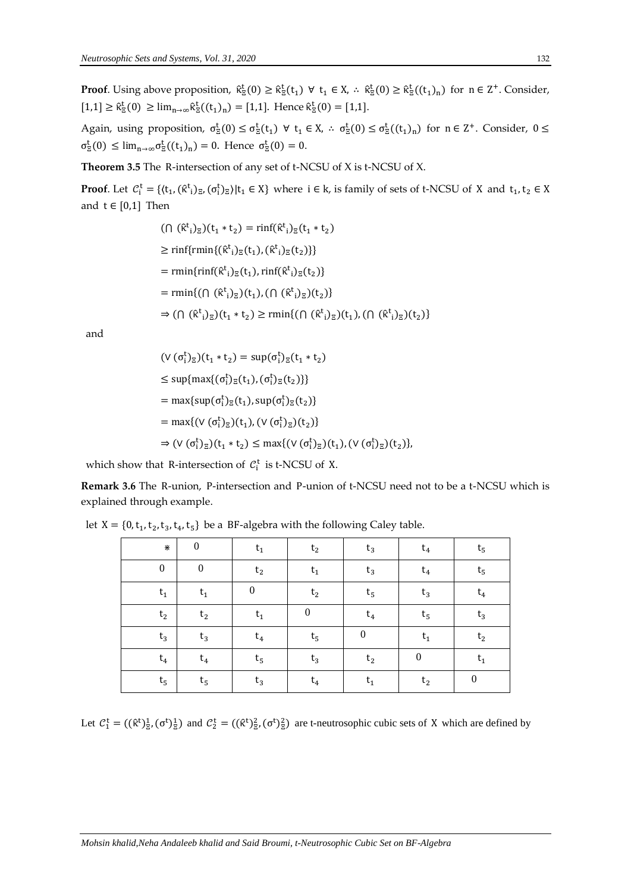**Proof**. Using above proposition, $\hat{\kappa}^t_\Xi(0) \geq \hat{\kappa}^t_\Xi(t_1)\ \forall\ t_1 \in X$, $\therefore\ \hat{\kappa}^t_\Xi(0) \geq \hat{\kappa}^t_\Xi((t_1)_n)$ for $n \in Z^+$. Consider, $[1,1] \geq \hat{\kappa}^t_\Xi(0) \geq \lim_{n\to\infty}\hat{\kappa}^t_\Xi((t_1)_n) = [1,1]$. Hence $\hat{\kappa}^t_\Xi(0) = [1,1]$.

Again, using proposition, $\sigma^t_\Xi(0) \leq \sigma^t_\Xi(t_1)\ \forall\ t_1 \in X$, $\therefore\ \sigma^t_\Xi(0) \leq \sigma^t_\Xi((t_1)_n)$ for $n \in Z^+$. Consider, $0 \leq \sigma^t_\Xi(0) \leq \lim_{n\to\infty}\sigma^t_\Xi((t_1)_n) = 0$. Hence $\sigma^t_\Xi(0) = 0$.

**Theorem 3.5** The R-intersection of any set of t-NCSU of X is t-NCSU of X.

**Proof**. Let $\mathcal{C}^t_i = \{\langle t_1, (\hat{\kappa}^t{}_i)_\Xi, (\sigma^t_i)_\Xi\rangle | t_1 \in X\}$ where $i \in k$, is family of sets of t-NCSU of X and $t_1, t_2 \in X$ and $t \in [0,1]$ Then

$$
\begin{aligned}
(\cap\ (\hat{\kappa}^t{}_i)_\Xi)(t_1 * t_2) &= \mathrm{rinf}(\hat{\kappa}^t{}_i)_\Xi(t_1 * t_2) \\
&\geq \mathrm{rinf}\{\mathrm{rmin}\{(\hat{\kappa}^t{}_i)_\Xi(t_1), (\hat{\kappa}^t{}_i)_\Xi(t_2)\}\} \\
&= \mathrm{rmin}\{\mathrm{rinf}(\hat{\kappa}^t{}_i)_\Xi(t_1), \mathrm{rinf}(\hat{\kappa}^t{}_i)_\Xi(t_2)\} \\
&= \mathrm{rmin}\{(\cap\ (\hat{\kappa}^t{}_i)_\Xi)(t_1), (\cap\ (\hat{\kappa}^t{}_i)_\Xi)(t_2)\} \\
\Rightarrow (\cap\ (\hat{\kappa}^t{}_i)_\Xi)(t_1 * t_2) &\geq \mathrm{rmin}\{(\cap\ (\hat{\kappa}^t{}_i)_\Xi)(t_1), (\cap\ (\hat{\kappa}^t{}_i)_\Xi)(t_2)\}
\end{aligned}
$$

and

$$
\begin{aligned}
(\vee\ (\sigma^t_i)_\Xi)(t_1 * t_2) &= \sup(\sigma^t_i)_\Xi(t_1 * t_2) \\
&\leq \sup\{\max\{(\sigma^t_i)_\Xi(t_1), (\sigma^t_i)_\Xi(t_2)\}\} \\
&= \max\{\sup(\sigma^t_i)_\Xi(t_1), \sup(\sigma^t_i)_\Xi(t_2)\} \\
&= \max\{(\vee\ (\sigma^t_i)_\Xi)(t_1), (\vee\ (\sigma^t_i)_\Xi)(t_2)\} \\
\Rightarrow (\vee\ (\sigma^t_i)_\Xi)(t_1 * t_2) &\leq \max\{(\vee\ (\sigma^t_i)_\Xi)(t_1), (\vee\ (\sigma^t_i)_\Xi)(t_2)\},
\end{aligned}
$$

which show that R-intersection of $\mathcal{C}^t_i$ is t-NCSU of X.

**Remark 3.6** The R-union, P-intersection and P-union of t-NCSU need not to be a t-NCSU which is explained through example.

let $X = \{0, t_1, t_2, t_3, t_4, t_5\}$ be a BF-algebra with the following Caley table.

| $*$ | $0$ | $t_1$ | $t_2$ | $t_3$ | $t_4$ | $t_5$ |
|---|---|---|---|---|---|---|
| $0$ | $0$ | $t_2$ | $t_1$ | $t_3$ | $t_4$ | $t_5$ |
| $t_1$ | $t_1$ | $0$ | $t_2$ | $t_5$ | $t_3$ | $t_4$ |
| $t_2$ | $t_2$ | $t_1$ | $0$ | $t_4$ | $t_5$ | $t_3$ |
| $t_3$ | $t_3$ | $t_4$ | $t_5$ | $0$ | $t_1$ | $t_2$ |
| $t_4$ | $t_4$ | $t_5$ | $t_3$ | $t_2$ | $0$ | $t_1$ |
| $t_5$ | $t_5$ | $t_3$ | $t_4$ | $t_1$ | $t_2$ | $0$ |

Let $\mathcal{C}^t_1 = ((\hat{\kappa}^t)^1_\Xi, (\sigma^t)^1_\Xi)$ and $\mathcal{C}^t_2 = ((\hat{\kappa}^t)^2_\Xi, (\sigma^t)^2_\Xi)$ are t-neutrosophic cubic sets of X which are defined by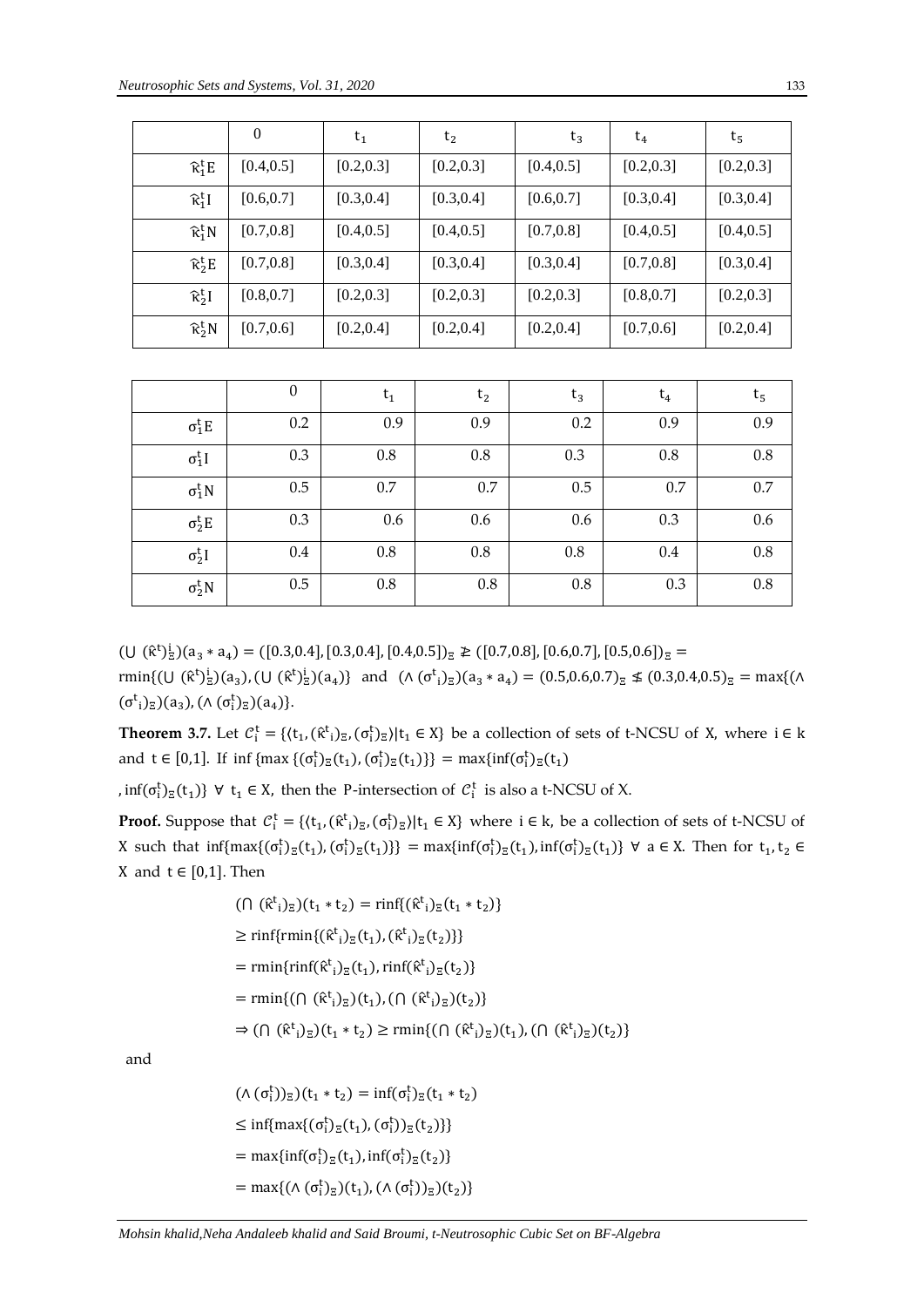|  | 0 | $t_1$ | $t_2$ | $t_3$ | $t_4$ | $t_5$ |
|---|---|---|---|---|---|---|
| $\widehat{\aleph}_1^t E$ | [0.4,0.5] | [0.2,0.3] | [0.2,0.3] | [0.4,0.5] | [0.2,0.3] | [0.2,0.3] |
| $\widehat{\aleph}_1^t I$ | [0.6,0.7] | [0.3,0.4] | [0.3,0.4] | [0.6,0.7] | [0.3,0.4] | [0.3,0.4] |
| $\widehat{\aleph}_1^t N$ | [0.7,0.8] | [0.4,0.5] | [0.4,0.5] | [0.7,0.8] | [0.4,0.5] | [0.4,0.5] |
| $\widehat{\aleph}_2^t E$ | [0.7,0.8] | [0.3,0.4] | [0.3,0.4] | [0.3,0.4] | [0.7,0.8] | [0.3,0.4] |
| $\widehat{\aleph}_2^t I$ | [0.8,0.7] | [0.2,0.3] | [0.2,0.3] | [0.2,0.3] | [0.8,0.7] | [0.2,0.3] |
| $\widehat{\aleph}_2^t N$ | [0.7,0.6] | [0.2,0.4] | [0.2,0.4] | [0.2,0.4] | [0.7,0.6] | [0.2,0.4] |

|  | 0 | $t_1$ | $t_2$ | $t_3$ | $t_4$ | $t_5$ |
|---|---|---|---|---|---|---|
| $\sigma_1^t E$ | 0.2 | 0.9 | 0.9 | 0.2 | 0.9 | 0.9 |
| $\sigma_1^t I$ | 0.3 | 0.8 | 0.8 | 0.3 | 0.8 | 0.8 |
| $\sigma_1^t N$ | 0.5 | 0.7 | 0.7 | 0.5 | 0.7 | 0.7 |
| $\sigma_2^t E$ | 0.3 | 0.6 | 0.6 | 0.6 | 0.3 | 0.6 |
| $\sigma_2^t I$ | 0.4 | 0.8 | 0.8 | 0.8 | 0.4 | 0.8 |
| $\sigma_2^t N$ | 0.5 | 0.8 | 0.8 | 0.8 | 0.3 | 0.8 |

$(\bigcup (\widehat{\aleph}^t)_\Xi^i)(a_3 * a_4) = ([0.3,0.4],[0.3,0.4],[0.4,0.5])_\Xi \ngeq ([0.7,0.8],[0.6,0.7],[0.5,0.6])_\Xi = \mathrm{rmin}\{(\bigcup (\widehat{\aleph}^t)_\Xi^i)(a_3), (\bigcup (\widehat{\aleph}^t)_\Xi^i)(a_4)\}$ and $(\wedge (\sigma^t{}_i)_\Xi)(a_3 * a_4) = (0.5,0.6,0.7)_\Xi \nleq (0.3,0.4,0.5)_\Xi = \max\{(\wedge (\sigma^t{}_i)_\Xi)(a_3), (\wedge (\sigma_i^t)_\Xi)(a_4)\}$.

**Theorem 3.7.** Let $\mathcal{C}_i^t = \{\langle t_1, (\widehat{\aleph}^t{}_i)_\Xi, (\sigma_i^t)_\Xi\rangle | t_1 \in X\}$ be a collection of sets of t-NCSU of X, where $i \in k$ and $t \in [0,1]$. If $\inf\{\max\{(\sigma_i^t)_\Xi(t_1), (\sigma_i^t)_\Xi(t_1)\}\} = \max\{\inf(\sigma_i^t)_\Xi(t_1), \inf(\sigma_i^t)_\Xi(t_1)\}$ $\forall$ $t_1 \in X$, then the P-intersection of $\mathcal{C}_i^t$ is also a t-NCSU of X.

**Proof.** Suppose that $\mathcal{C}_i^t = \{\langle t_1, (\widehat{\aleph}^t{}_i)_\Xi, (\sigma_i^t)_\Xi\rangle | t_1 \in X\}$ where $i \in k$, be a collection of sets of t-NCSU of X such that $\inf\{\max\{(\sigma_i^t)_\Xi(t_1), (\sigma_i^t)_\Xi(t_1)\}\} = \max\{\inf(\sigma_i^t)_\Xi(t_1), \inf(\sigma_i^t)_\Xi(t_1)\}$ $\forall$ $a \in X$. Then for $t_1, t_2 \in X$ and $t \in [0,1]$. Then

$$(\bigcap (\widehat{\aleph}^t{}_i)_\Xi)(t_1 * t_2) = \mathrm{rinf}\{(\widehat{\aleph}^t{}_i)_\Xi(t_1 * t_2)\}$$
$$\geq \mathrm{rinf}\{\mathrm{rmin}\{(\widehat{\aleph}^t{}_i)_\Xi(t_1), (\widehat{\aleph}^t{}_i)_\Xi(t_2)\}\}$$
$$= \mathrm{rmin}\{\mathrm{rinf}(\widehat{\aleph}^t{}_i)_\Xi(t_1), \mathrm{rinf}(\widehat{\aleph}^t{}_i)_\Xi(t_2)\}$$
$$= \mathrm{rmin}\{(\bigcap (\widehat{\aleph}^t{}_i)_\Xi)(t_1), (\bigcap (\widehat{\aleph}^t{}_i)_\Xi)(t_2)\}$$
$$\Rightarrow (\bigcap (\widehat{\aleph}^t{}_i)_\Xi)(t_1 * t_2) \geq \mathrm{rmin}\{(\bigcap (\widehat{\aleph}^t{}_i)_\Xi)(t_1), (\bigcap (\widehat{\aleph}^t{}_i)_\Xi)(t_2)\}$$

and

$$(\wedge (\sigma_i^t))_\Xi)(t_1 * t_2) = \inf(\sigma_i^t)_\Xi(t_1 * t_2)$$
$$\leq \inf\{\max\{(\sigma_i^t)_\Xi(t_1), (\sigma_i^t))_\Xi(t_2)\}\}$$
$$= \max\{\inf(\sigma_i^t)_\Xi(t_1), \inf(\sigma_i^t)_\Xi(t_2)\}$$
$$= \max\{(\wedge (\sigma_i^t)_\Xi)(t_1), (\wedge (\sigma_i^t))_\Xi)(t_2)\}$$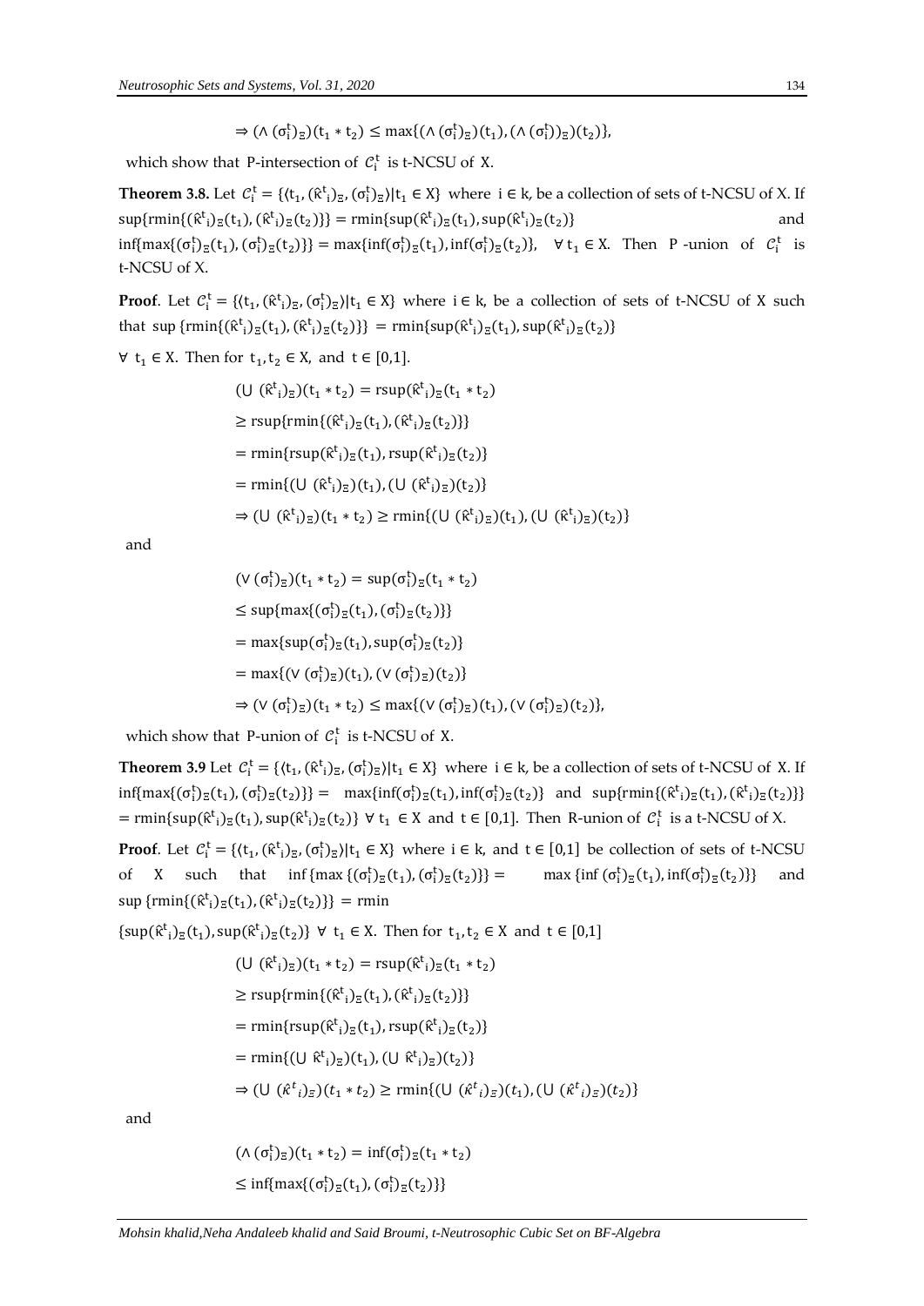$$\Rightarrow (\wedge (\sigma_i^t)_\Xi)(t_1 * t_2) \leq \max\{(\wedge (\sigma_i^t)_\Xi)(t_1), (\wedge (\sigma_i^t))_\Xi)(t_2)\},$$

which show that P-intersection of $\mathcal{C}_i^t$ is t-NCSU of X.

**Theorem 3.8.** Let $\mathcal{C}_i^t = \{\langle t_1, (\hat{\kappa}^t{}_i)_\Xi, (\sigma_i^t)_\Xi \rangle | t_1 \in X\}$ where $i \in k$, be a collection of sets of t-NCSU of X. If $\sup\{\text{rmin}\{(\hat{\kappa}^t{}_i)_\Xi(t_1), (\hat{\kappa}^t{}_i)_\Xi(t_2)\}\} = \text{rmin}\{\sup(\hat{\kappa}^t{}_i)_\Xi(t_1), \sup(\hat{\kappa}^t{}_i)_\Xi(t_2)\}$ and $\inf\{\max\{(\sigma_i^t)_\Xi(t_1), (\sigma_i^t)_\Xi(t_2)\}\} = \max\{\inf(\sigma_i^t)_\Xi(t_1), \inf(\sigma_i^t)_\Xi(t_2)\}$, $\forall\, t_1 \in X$. Then P -union of $\mathcal{C}_i^t$ is t-NCSU of X.

**Proof**. Let $\mathcal{C}_i^t = \{\langle t_1, (\hat{\kappa}^t{}_i)_\Xi, (\sigma_i^t)_\Xi \rangle | t_1 \in X\}$ where $i \in k$, be a collection of sets of t-NCSU of X such that $\sup\{\text{rmin}\{(\hat{\kappa}^t{}_i)_\Xi(t_1), (\hat{\kappa}^t{}_i)_\Xi(t_2)\}\} = \text{rmin}\{\sup(\hat{\kappa}^t{}_i)_\Xi(t_1), \sup(\hat{\kappa}^t{}_i)_\Xi(t_2)\}$

$\forall\, t_1 \in X$. Then for $t_1, t_2 \in X$, and $t \in [0,1]$.

$$(\cup\, (\hat{\kappa}^t{}_i)_\Xi)(t_1 * t_2) = \text{rsup}(\hat{\kappa}^t{}_i)_\Xi(t_1 * t_2)$$
$$\geq \text{rsup}\{\text{rmin}\{(\hat{\kappa}^t{}_i)_\Xi(t_1), (\hat{\kappa}^t{}_i)_\Xi(t_2)\}\}$$
$$= \text{rmin}\{\text{rsup}(\hat{\kappa}^t{}_i)_\Xi(t_1), \text{rsup}(\hat{\kappa}^t{}_i)_\Xi(t_2)\}$$
$$= \text{rmin}\{(\cup\, (\hat{\kappa}^t{}_i)_\Xi)(t_1), (\cup\, (\hat{\kappa}^t{}_i)_\Xi)(t_2)\}$$
$$\Rightarrow (\cup\, (\hat{\kappa}^t{}_i)_\Xi)(t_1 * t_2) \geq \text{rmin}\{(\cup\, (\hat{\kappa}^t{}_i)_\Xi)(t_1), (\cup\, (\hat{\kappa}^t{}_i)_\Xi)(t_2)\}$$

and

$$(\vee\, (\sigma_i^t)_\Xi)(t_1 * t_2) = \sup(\sigma_i^t)_\Xi(t_1 * t_2)$$
$$\leq \sup\{\max\{(\sigma_i^t)_\Xi(t_1), (\sigma_i^t)_\Xi(t_2)\}\}$$
$$= \max\{\sup(\sigma_i^t)_\Xi(t_1), \sup(\sigma_i^t)_\Xi(t_2)\}$$
$$= \max\{(\vee\, (\sigma_i^t)_\Xi)(t_1), (\vee\, (\sigma_i^t)_\Xi)(t_2)\}$$
$$\Rightarrow (\vee\, (\sigma_i^t)_\Xi)(t_1 * t_2) \leq \max\{(\vee\, (\sigma_i^t)_\Xi)(t_1), (\vee\, (\sigma_i^t)_\Xi)(t_2)\},$$

which show that P-union of $\mathcal{C}_i^t$ is t-NCSU of X.

**Theorem 3.9** Let $\mathcal{C}_i^t = \{\langle t_1, (\hat{\kappa}^t{}_i)_\Xi, (\sigma_i^t)_\Xi \rangle | t_1 \in X\}$ where $i \in k$, be a collection of sets of t-NCSU of X. If $\inf\{\max\{(\sigma_i^t)_\Xi(t_1), (\sigma_i^t)_\Xi(t_2)\}\} = \max\{\inf(\sigma_i^t)_\Xi(t_1), \inf(\sigma_i^t)_\Xi(t_2)\}$ and $\sup\{\text{rmin}\{(\hat{\kappa}^t{}_i)_\Xi(t_1), (\hat{\kappa}^t{}_i)_\Xi(t_2)\}\} = \text{rmin}\{\sup(\hat{\kappa}^t{}_i)_\Xi(t_1), \sup(\hat{\kappa}^t{}_i)_\Xi(t_2)\}$ $\forall\, t_1 \in X$ and $t \in [0,1]$. Then R-union of $\mathcal{C}_i^t$ is a t-NCSU of X.

**Proof**. Let $\mathcal{C}_i^t = \{\langle t_1, (\hat{\kappa}^t{}_i)_\Xi, (\sigma_i^t)_\Xi \rangle | t_1 \in X\}$ where $i \in k$, and $t \in [0,1]$ be collection of sets of t-NCSU of X such that $\inf\{\max\{(\sigma_i^t)_\Xi(t_1), (\sigma_i^t)_\Xi(t_2)\}\} = \max\{\inf(\sigma_i^t)_\Xi(t_1), \inf(\sigma_i^t)_\Xi(t_2)\}$ and $\sup\{\text{rmin}\{(\hat{\kappa}^t{}_i)_\Xi(t_1), (\hat{\kappa}^t{}_i)_\Xi(t_2)\}\} = \text{rmin}$

$\{\sup(\hat{\kappa}^t{}_i)_\Xi(t_1), \sup(\hat{\kappa}^t{}_i)_\Xi(t_2)\}$ $\forall\, t_1 \in X$. Then for $t_1, t_2 \in X$ and $t \in [0,1]$

$$(\cup\, (\hat{\kappa}^t{}_i)_\Xi)(t_1 * t_2) = \text{rsup}(\hat{\kappa}^t{}_i)_\Xi(t_1 * t_2)$$
$$\geq \text{rsup}\{\text{rmin}\{(\hat{\kappa}^t{}_i)_\Xi(t_1), (\hat{\kappa}^t{}_i)_\Xi(t_2)\}\}$$
$$= \text{rmin}\{\text{rsup}(\hat{\kappa}^t{}_i)_\Xi(t_1), \text{rsup}(\hat{\kappa}^t{}_i)_\Xi(t_2)\}$$
$$= \text{rmin}\{(\cup\, \hat{\kappa}^t{}_i)_\Xi)(t_1), (\cup\, \hat{\kappa}^t{}_i)_\Xi)(t_2)\}$$
$$\Rightarrow (\cup\, (\hat{\kappa}^t{}_i)_\Xi)(t_1 * t_2) \geq \text{rmin}\{(\cup\, (\hat{\kappa}^t{}_i)_\Xi)(t_1), (\cup\, (\hat{\kappa}^t{}_i)_\Xi)(t_2)\}$$

and

$$(\wedge\, (\sigma_i^t)_\Xi)(t_1 * t_2) = \inf(\sigma_i^t)_\Xi(t_1 * t_2)$$
$$\leq \inf\{\max\{(\sigma_i^t)_\Xi(t_1), (\sigma_i^t)_\Xi(t_2)\}\}$$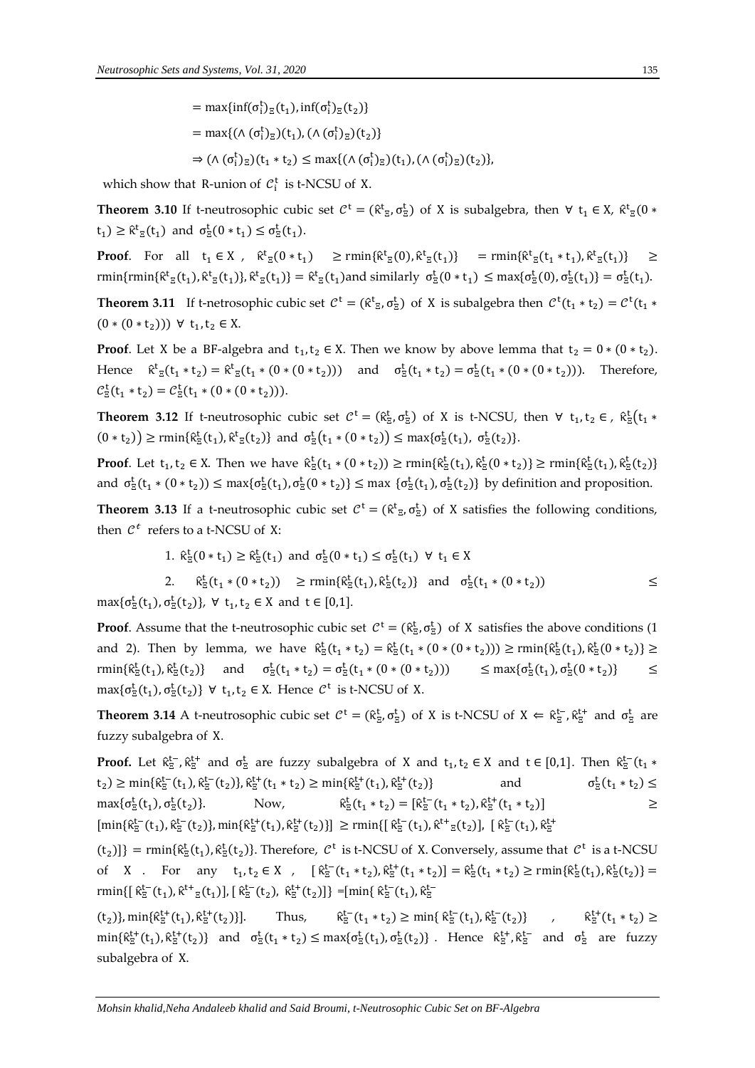$$= \max\{\inf(\sigma_i^t)_\Xi(t_1), \inf(\sigma_i^t)_\Xi(t_2)\}$$

$$= \max\{(\wedge (\sigma_i^t)_\Xi)(t_1), (\wedge (\sigma_i^t)_\Xi)(t_2)\}$$

$$\Rightarrow (\wedge (\sigma_i^t)_\Xi)(t_1 * t_2) \leq \max\{(\wedge (\sigma_i^t)_\Xi)(t_1), (\wedge (\sigma_i^t)_\Xi)(t_2)\},$$

which show that R-union of $\mathcal{C}_i^t$ is t-NCSU of X.

**Theorem 3.10** If t-neutrosophic cubic set $\mathcal{C}^t = (\hat{\kappa}^t{}_\Xi, \sigma_\Xi^t)$ of X is subalgebra, then $\forall\ t_1 \in X$, $\hat{\kappa}^t{}_\Xi(0 * t_1) \geq \hat{\kappa}^t{}_\Xi(t_1)$ and $\sigma_\Xi^t(0 * t_1) \leq \sigma_\Xi^t(t_1)$.

**Proof**. For all $t_1 \in X$, $\hat{\kappa}^t{}_\Xi(0 * t_1) \geq \text{rmin}\{\hat{\kappa}^t{}_\Xi(0), \hat{\kappa}^t{}_\Xi(t_1)\} = \text{rmin}\{\hat{\kappa}^t{}_\Xi(t_1 * t_1), \hat{\kappa}^t{}_\Xi(t_1)\} \geq \text{rmin}\{\text{rmin}\{\hat{\kappa}^t{}_\Xi(t_1), \hat{\kappa}^t{}_\Xi(t_1)\}, \hat{\kappa}^t{}_\Xi(t_1)\} = \hat{\kappa}^t{}_\Xi(t_1)$ and similarly $\sigma_\Xi^t(0 * t_1) \leq \max\{\sigma_\Xi^t(0), \sigma_\Xi^t(t_1)\} = \sigma_\Xi^t(t_1)$.

**Theorem 3.11** If t-netrosophic cubic set $\mathcal{C}^t = (\hat{\kappa}^t{}_\Xi, \sigma_\Xi^t)$ of X is subalgebra then $\mathcal{C}^t(t_1 * t_2) = \mathcal{C}^t(t_1 * (0 * (0 * t_2)))\ \forall\ t_1, t_2 \in X$.

**Proof**. Let X be a BF-algebra and $t_1, t_2 \in X$. Then we know by above lemma that $t_2 = 0 * (0 * t_2)$. Hence $\hat{\kappa}^t{}_\Xi(t_1 * t_2) = \hat{\kappa}^t{}_\Xi(t_1 * (0 * (0 * t_2)))$ and $\sigma_\Xi^t(t_1 * t_2) = \sigma_\Xi^t(t_1 * (0 * (0 * t_2)))$. Therefore, $\mathcal{C}_\Xi^t(t_1 * t_2) = \mathcal{C}_\Xi^t(t_1 * (0 * (0 * t_2)))$.

**Theorem 3.12** If t-neutrosophic cubic set $\mathcal{C}^t = (\hat{\kappa}_\Xi^t, \sigma_\Xi^t)$ of X is t-NCSU, then $\forall\ t_1, t_2 \in$, $\hat{\kappa}_\Xi^t(t_1 * (0 * t_2)) \geq \text{rmin}\{\hat{\kappa}_\Xi^t(t_1), \hat{\kappa}^t{}_\Xi(t_2)\}$ and $\sigma_\Xi^t(t_1 * (0 * t_2)) \leq \max\{\sigma_\Xi^t(t_1), \sigma_\Xi^t(t_2)\}$.

**Proof**. Let $t_1, t_2 \in X$. Then we have $\hat{\kappa}_\Xi^t(t_1 * (0 * t_2)) \geq \text{rmin}\{\hat{\kappa}_\Xi^t(t_1), \hat{\kappa}_\Xi^t(0 * t_2)\} \geq \text{rmin}\{\hat{\kappa}_\Xi^t(t_1), \hat{\kappa}_\Xi^t(t_2)\}$ and $\sigma_\Xi^t(t_1 * (0 * t_2)) \leq \max\{\sigma_\Xi^t(t_1), \sigma_\Xi^t(0 * t_2)\} \leq \max\{\sigma_\Xi^t(t_1), \sigma_\Xi^t(t_2)\}$ by definition and proposition.

**Theorem 3.13** If a t-neutrosophic cubic set $\mathcal{C}^t = (\hat{\kappa}^t{}_\Xi, \sigma_\Xi^t)$ of X satisfies the following conditions, then $\mathcal{C}^t$ refers to a t-NCSU of X:

1. $\hat{\kappa}_\Xi^t(0 * t_1) \geq \hat{\kappa}_\Xi^t(t_1)$ and $\sigma_\Xi^t(0 * t_1) \leq \sigma_\Xi^t(t_1)\ \forall\ t_1 \in X$
2. $\hat{\kappa}_\Xi^t(t_1 * (0 * t_2)) \geq \text{rmin}\{\hat{\kappa}_\Xi^t(t_1), \hat{\kappa}_\Xi^t(t_2)\}$ and $\sigma_\Xi^t(t_1 * (0 * t_2)) \leq \max\{\sigma_\Xi^t(t_1), \sigma_\Xi^t(t_2)\}$, $\forall\ t_1, t_2 \in X$ and $t \in [0,1]$.

**Proof**. Assume that the t-neutrosophic cubic set $\mathcal{C}^t = (\hat{\kappa}_\Xi^t, \sigma_\Xi^t)$ of X satisfies the above conditions (1 and 2). Then by lemma, we have $\hat{\kappa}_\Xi^t(t_1 * t_2) = \hat{\kappa}_\Xi^t(t_1 * (0 * (0 * t_2))) \geq \text{rmin}\{\hat{\kappa}_\Xi^t(t_1), \hat{\kappa}_\Xi^t(0 * t_2)\} \geq \text{rmin}\{\hat{\kappa}_\Xi^t(t_1), \hat{\kappa}_\Xi^t(t_2)\}$ and $\sigma_\Xi^t(t_1 * t_2) = \sigma_\Xi^t(t_1 * (0 * (0 * t_2))) \leq \max\{\sigma_\Xi^t(t_1), \sigma_\Xi^t(0 * t_2)\} \leq \max\{\sigma_\Xi^t(t_1), \sigma_\Xi^t(t_2)\}\ \forall\ t_1, t_2 \in X$. Hence $\mathcal{C}^t$ is t-NCSU of X.

**Theorem 3.14** A t-neutrosophic cubic set $\mathcal{C}^t = (\hat{\kappa}_\Xi^t, \sigma_\Xi^t)$ of X is t-NCSU of $X \Leftarrow \hat{\kappa}_\Xi^{t-}, \hat{\kappa}_\Xi^{t+}$ and $\sigma_\Xi^t$ are fuzzy subalgebra of X.

**Proof.** Let $\hat{\kappa}_\Xi^{t-}, \hat{\kappa}_\Xi^{t+}$ and $\sigma_\Xi^t$ are fuzzy subalgebra of X and $t_1, t_2 \in X$ and $t \in [0,1]$. Then $\hat{\kappa}_\Xi^{t-}(t_1 * t_2) \geq \min\{\hat{\kappa}_\Xi^{t-}(t_1), \hat{\kappa}_\Xi^{t-}(t_2)\}, \hat{\kappa}_\Xi^{t+}(t_1 * t_2) \geq \min\{\hat{\kappa}_\Xi^{t+}(t_1), \hat{\kappa}_\Xi^{t+}(t_2)\}$ and $\sigma_\Xi^t(t_1 * t_2) \leq \max\{\sigma_\Xi^t(t_1), \sigma_\Xi^t(t_2)\}$. Now, $\hat{\kappa}_\Xi^t(t_1 * t_2) = [\hat{\kappa}_\Xi^{t-}(t_1 * t_2), \hat{\kappa}_\Xi^{t+}(t_1 * t_2)] \geq [\min\{\hat{\kappa}_\Xi^{t-}(t_1), \hat{\kappa}_\Xi^{t-}(t_2)\}, \min\{\hat{\kappa}_\Xi^{t+}(t_1), \hat{\kappa}_\Xi^{t+}(t_2)\}] \geq \text{rmin}\{[\hat{\kappa}_\Xi^{t-}(t_1), \hat{\kappa}^{t+}{}_\Xi(t_2)], [\hat{\kappa}_\Xi^{t-}(t_1), \hat{\kappa}_\Xi^{t+}(t_2)]\} = \text{rmin}\{\hat{\kappa}_\Xi^t(t_1), \hat{\kappa}_\Xi^t(t_2)\}$. Therefore, $\mathcal{C}^t$ is t-NCSU of X. Conversely, assume that $\mathcal{C}^t$ is a t-NCSU of X. For any $t_1, t_2 \in X$, $[\hat{\kappa}_\Xi^{t-}(t_1 * t_2), \hat{\kappa}_\Xi^{t+}(t_1 * t_2)] = \hat{\kappa}_\Xi^t(t_1 * t_2) \geq \text{rmin}\{\hat{\kappa}_\Xi^t(t_1), \hat{\kappa}_\Xi^t(t_2)\} = \text{rmin}\{[\hat{\kappa}_\Xi^{t-}(t_1), \hat{\kappa}^{t+}{}_\Xi(t_1)], [\hat{\kappa}_\Xi^{t-}(t_2), \hat{\kappa}_\Xi^{t+}(t_2)]\} = [\min\{\hat{\kappa}_\Xi^{t-}(t_1), \hat{\kappa}_\Xi^{t-}(t_2)\}, \min\{\hat{\kappa}_\Xi^{t+}(t_1), \hat{\kappa}_\Xi^{t+}(t_2)\}]$. Thus, $\hat{\kappa}_\Xi^{t-}(t_1 * t_2) \geq \min\{\hat{\kappa}_\Xi^{t-}(t_1), \hat{\kappa}_\Xi^{t-}(t_2)\}$, $\hat{\kappa}_\Xi^{t+}(t_1 * t_2) \geq \min\{\hat{\kappa}_\Xi^{t+}(t_1), \hat{\kappa}_\Xi^{t+}(t_2)\}$ and $\sigma_\Xi^t(t_1 * t_2) \leq \max\{\sigma_\Xi^t(t_1), \sigma_\Xi^t(t_2)\}$. Hence $\hat{\kappa}_\Xi^{t+}, \hat{\kappa}_\Xi^{t-}$ and $\sigma_\Xi^t$ are fuzzy subalgebra of X.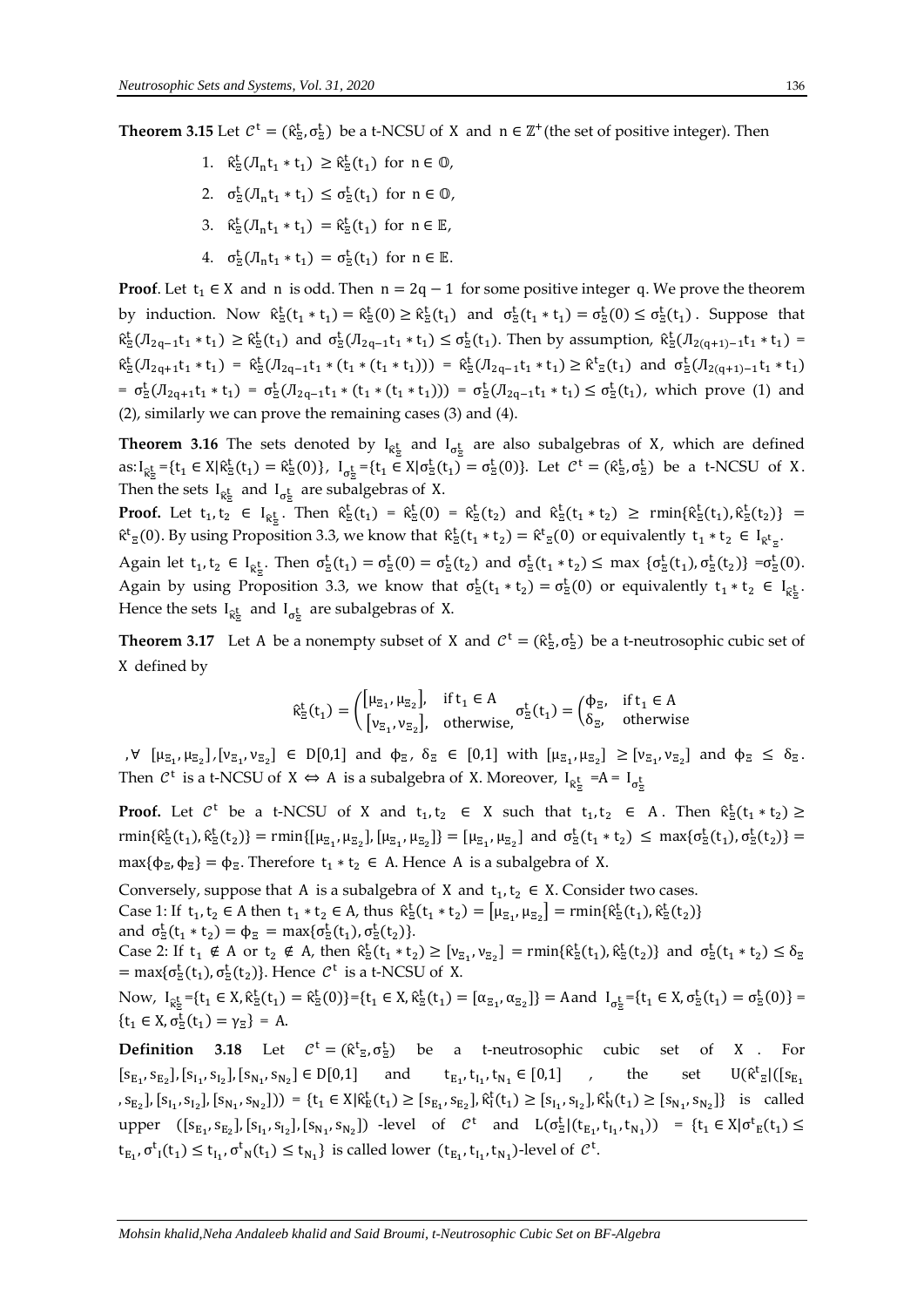**Theorem 3.15** Let $\mathcal{C}^t = (\hat{\kappa}^t_\Xi, \sigma^t_\Xi)$ be a t-NCSU of X and $n \in \mathbb{Z}^+$(the set of positive integer). Then

1. $\hat{\kappa}^t_\Xi(\text{Л}_n t_1 * t_1) \geq \hat{\kappa}^t_\Xi(t_1)$ for $n \in \mathbb{O}$,
2. $\sigma^t_\Xi(\text{Л}_n t_1 * t_1) \leq \sigma^t_\Xi(t_1)$ for $n \in \mathbb{O}$,
3. $\hat{\kappa}^t_\Xi(\text{Л}_n t_1 * t_1) = \hat{\kappa}^t_\Xi(t_1)$ for $n \in \mathbb{E}$,
4. $\sigma^t_\Xi(\text{Л}_n t_1 * t_1) = \sigma^t_\Xi(t_1)$ for $n \in \mathbb{E}$.

**Proof**. Let $t_1 \in X$ and n is odd. Then $n = 2q - 1$ for some positive integer q. We prove the theorem by induction. Now $\hat{\kappa}^t_\Xi(t_1 * t_1) = \hat{\kappa}^t_\Xi(0) \geq \hat{\kappa}^t_\Xi(t_1)$ and $\sigma^t_\Xi(t_1 * t_1) = \sigma^t_\Xi(0) \leq \sigma^t_\Xi(t_1)$. Suppose that $\hat{\kappa}^t_\Xi(\text{Л}_{2q-1} t_1 * t_1) \geq \hat{\kappa}^t_\Xi(t_1)$ and $\sigma^t_\Xi(\text{Л}_{2q-1} t_1 * t_1) \leq \sigma^t_\Xi(t_1)$. Then by assumption, $\hat{\kappa}^t_\Xi(\text{Л}_{2(q+1)-1} t_1 * t_1) = \hat{\kappa}^t_\Xi(\text{Л}_{2q+1} t_1 * t_1) = \hat{\kappa}^t_\Xi(\text{Л}_{2q-1} t_1 * (t_1 * (t_1 * t_1))) = \hat{\kappa}^t_\Xi(\text{Л}_{2q-1} t_1 * t_1) \geq \hat{\kappa}^t{}_\Xi(t_1)$ and $\sigma^t_\Xi(\text{Л}_{2(q+1)-1} t_1 * t_1) = \sigma^t_\Xi(\text{Л}_{2q+1} t_1 * t_1) = \sigma^t_\Xi(\text{Л}_{2q-1} t_1 * (t_1 * (t_1 * t_1))) = \sigma^t_\Xi(\text{Л}_{2q-1} t_1 * t_1) \leq \sigma^t_\Xi(t_1)$, which prove (1) and (2), similarly we can prove the remaining cases (3) and (4).

**Theorem 3.16** The sets denoted by $I_{\hat{\kappa}^t_\Xi}$ and $I_{\sigma^t_\Xi}$ are also subalgebras of X, which are defined as: $I_{\hat{\kappa}^t_\Xi} = \{t_1 \in X | \hat{\kappa}^t_\Xi(t_1) = \hat{\kappa}^t_\Xi(0)\}$, $I_{\sigma^t_\Xi} = \{t_1 \in X | \sigma^t_\Xi(t_1) = \sigma^t_\Xi(0)\}$. Let $\mathcal{C}^t = (\hat{\kappa}^t_\Xi, \sigma^t_\Xi)$ be a t-NCSU of X. Then the sets $I_{\hat{\kappa}^t_\Xi}$ and $I_{\sigma^t_\Xi}$ are subalgebras of X.

**Proof.** Let $t_1, t_2 \in I_{\hat{\kappa}^t_\Xi}$. Then $\hat{\kappa}^t_\Xi(t_1) = \hat{\kappa}^t_\Xi(0) = \hat{\kappa}^t_\Xi(t_2)$ and $\hat{\kappa}^t_\Xi(t_1 * t_2) \geq \text{rmin}\{\hat{\kappa}^t_\Xi(t_1), \hat{\kappa}^t_\Xi(t_2)\} = \hat{\kappa}^t{}_\Xi(0)$. By using Proposition 3.3, we know that $\hat{\kappa}^t_\Xi(t_1 * t_2) = \hat{\kappa}^t{}_\Xi(0)$ or equivalently $t_1 * t_2 \in I_{\hat{\kappa}^t{}_\Xi}$.

Again let $t_1, t_2 \in I_{\hat{\kappa}^t_\Xi}$. Then $\sigma^t_\Xi(t_1) = \sigma^t_\Xi(0) = \sigma^t_\Xi(t_2)$ and $\sigma^t_\Xi(t_1 * t_2) \leq \max\{\sigma^t_\Xi(t_1), \sigma^t_\Xi(t_2)\} = \sigma^t_\Xi(0)$. Again by using Proposition 3.3, we know that $\sigma^t_\Xi(t_1 * t_2) = \sigma^t_\Xi(0)$ or equivalently $t_1 * t_2 \in I_{\hat{\kappa}^t_\Xi}$. Hence the sets $I_{\hat{\kappa}^t_\Xi}$ and $I_{\sigma^t_\Xi}$ are subalgebras of X.

**Theorem 3.17** Let A be a nonempty subset of X and $\mathcal{C}^t = (\hat{\kappa}^t_\Xi, \sigma^t_\Xi)$ be a t-neutrosophic cubic set of X defined by

$$\hat{\kappa}^t_\Xi(t_1) = \begin{pmatrix} [\mu_{\Xi_1}, \mu_{\Xi_2}], & \text{if } t_1 \in A \\ [\nu_{\Xi_1}, \nu_{\Xi_2}], & \text{otherwise,} \end{pmatrix} \sigma^t_\Xi(t_1) = \begin{pmatrix} \phi_\Xi, & \text{if } t_1 \in A \\ \delta_\Xi, & \text{otherwise} \end{pmatrix}$$

$, \forall\ [\mu_{\Xi_1}, \mu_{\Xi_2}], [\nu_{\Xi_1}, \nu_{\Xi_2}] \in D[0,1]$ and $\phi_\Xi,\ \delta_\Xi \in [0,1]$ with $[\mu_{\Xi_1}, \mu_{\Xi_2}] \geq [\nu_{\Xi_1}, \nu_{\Xi_2}]$ and $\phi_\Xi \leq \delta_\Xi$. Then $\mathcal{C}^t$ is a t-NCSU of X $\Leftrightarrow$ A is a subalgebra of X. Moreover, $I_{\hat{\kappa}^t_\Xi} = A = I_{\sigma^t_\Xi}$

**Proof.** Let $\mathcal{C}^t$ be a t-NCSU of X and $t_1, t_2 \in X$ such that $t_1, t_2 \in A$. Then $\hat{\kappa}^t_\Xi(t_1 * t_2) \geq \text{rmin}\{\hat{\kappa}^t_\Xi(t_1), \hat{\kappa}^t_\Xi(t_2)\} = \text{rmin}\{[\mu_{\Xi_1}, \mu_{\Xi_2}], [\mu_{\Xi_1}, \mu_{\Xi_2}]\} = [\mu_{\Xi_1}, \mu_{\Xi_2}]$ and $\sigma^t_\Xi(t_1 * t_2) \leq \max\{\sigma^t_\Xi(t_1), \sigma^t_\Xi(t_2)\} = \max\{\phi_\Xi, \phi_\Xi\} = \phi_\Xi$. Therefore $t_1 * t_2 \in A$. Hence A is a subalgebra of X.

Conversely, suppose that A is a subalgebra of X and $t_1, t_2 \in X$. Consider two cases.

Case 1: If $t_1, t_2 \in A$ then $t_1 * t_2 \in A$, thus $\hat{\kappa}^t_\Xi(t_1 * t_2) = [\mu_{\Xi_1}, \mu_{\Xi_2}] = \text{rmin}\{\hat{\kappa}^t_\Xi(t_1), \hat{\kappa}^t_\Xi(t_2)\}$ and $\sigma^t_\Xi(t_1 * t_2) = \phi_\Xi = \max\{\sigma^t_\Xi(t_1), \sigma^t_\Xi(t_2)\}$.

Case 2: If $t_1 \notin A$ or $t_2 \notin A$, then $\hat{\kappa}^t_\Xi(t_1 * t_2) \geq [\nu_{\Xi_1}, \nu_{\Xi_2}] = \text{rmin}\{\hat{\kappa}^t_\Xi(t_1), \hat{\kappa}^t_\Xi(t_2)\}$ and $\sigma^t_\Xi(t_1 * t_2) \leq \delta_\Xi = \max\{\sigma^t_\Xi(t_1), \sigma^t_\Xi(t_2)\}$. Hence $\mathcal{C}^t$ is a t-NCSU of X.

Now, $I_{\hat{\kappa}^t_\Xi} = \{t_1 \in X, \hat{\kappa}^t_\Xi(t_1) = \hat{\kappa}^t_\Xi(0)\} = \{t_1 \in X, \hat{\kappa}^t_\Xi(t_1) = [\alpha_{\Xi_1}, \alpha_{\Xi_2}]\} = A$ and $I_{\sigma^t_\Xi} = \{t_1 \in X, \sigma^t_\Xi(t_1) = \sigma^t_\Xi(0)\} = \{t_1 \in X, \sigma^t_\Xi(t_1) = \gamma_\Xi\} = A$.

**Definition 3.18** Let $\mathcal{C}^t = (\hat{\kappa}^t{}_\Xi, \sigma^t_\Xi)$ be a t-neutrosophic cubic set of X. For $[s_{E_1}, s_{E_2}], [s_{I_1}, s_{I_2}], [s_{N_1}, s_{N_2}] \in D[0,1]$ and $t_{E_1}, t_{I_1}, t_{N_1} \in [0,1]$, the set $U(\hat{\kappa}^t{}_\Xi | ([s_{E_1}, s_{E_2}], [s_{I_1}, s_{I_2}], [s_{N_1}, s_{N_2}])) = \{t_1 \in X | \hat{\kappa}^t_E(t_1) \geq [s_{E_1}, s_{E_2}], \hat{\kappa}^t_I(t_1) \geq [s_{I_1}, s_{I_2}], \hat{\kappa}^t_N(t_1) \geq [s_{N_1}, s_{N_2}]\}$ is called upper $([s_{E_1}, s_{E_2}], [s_{I_1}, s_{I_2}], [s_{N_1}, s_{N_2}])$ -level of $\mathcal{C}^t$ and $L(\sigma^t_\Xi | (t_{E_1}, t_{I_1}, t_{N_1})) = \{t_1 \in X | \sigma^t{}_E(t_1) \leq t_{E_1}, \sigma^t{}_I(t_1) \leq t_{I_1}, \sigma^t{}_N(t_1) \leq t_{N_1}\}$ is called lower $(t_{E_1}, t_{I_1}, t_{N_1})$-level of $\mathcal{C}^t$.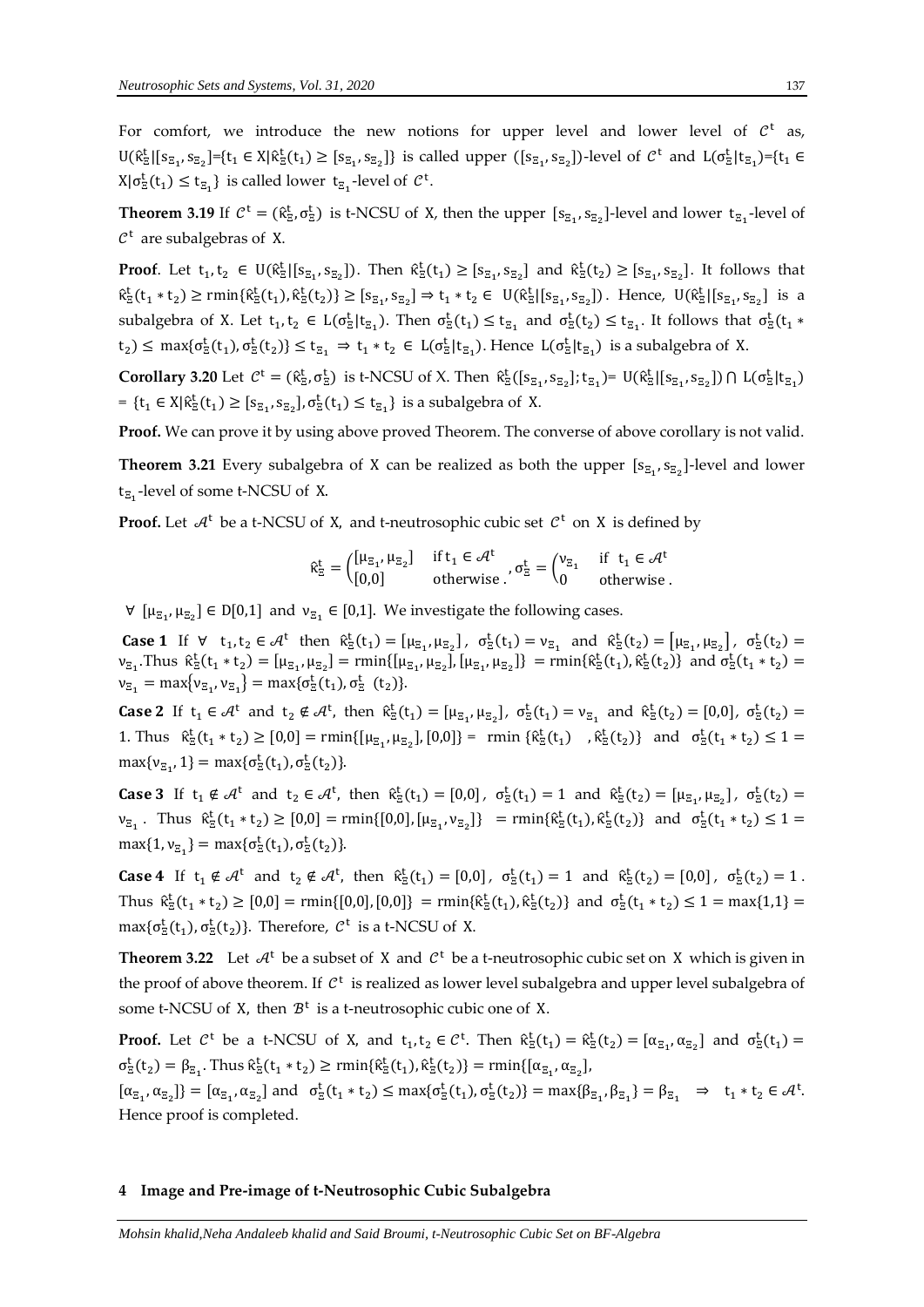For comfort, we introduce the new notions for upper level and lower level of $\mathcal{C}^{\mathrm{t}}$ as, $\mathrm{U}(\hat{\kappa}_{\Xi}^{\mathrm{t}}|[\mathrm{s}_{\Xi_1},\mathrm{s}_{\Xi_2}]=\{\mathrm{t}_1\in \mathrm{X}|\hat{\kappa}_{\Xi}^{\mathrm{t}}(\mathrm{t}_1)\geq[\mathrm{s}_{\Xi_1},\mathrm{s}_{\Xi_2}]\}$ is called upper ($[\mathrm{s}_{\Xi_1},\mathrm{s}_{\Xi_2}]$)-level of $\mathcal{C}^{\mathrm{t}}$ and $\mathrm{L}(\sigma_{\Xi}^{\mathrm{t}}|\mathrm{t}_{\Xi_1})=\{\mathrm{t}_1\in \mathrm{X}|\sigma_{\Xi}^{\mathrm{t}}(\mathrm{t}_1)\leq \mathrm{t}_{\Xi_1}\}$ is called lower $\mathrm{t}_{\Xi_1}$-level of $\mathcal{C}^{\mathrm{t}}$.

**Theorem 3.19** If $\mathcal{C}^{\mathrm{t}}=(\hat{\kappa}_{\Xi}^{\mathrm{t}},\sigma_{\Xi}^{\mathrm{t}})$ is t-NCSU of X, then the upper $[\mathrm{s}_{\Xi_1},\mathrm{s}_{\Xi_2}]$-level and lower $\mathrm{t}_{\Xi_1}$-level of $\mathcal{C}^{\mathrm{t}}$ are subalgebras of X.

**Proof**. Let $\mathrm{t}_1,\mathrm{t}_2\in \mathrm{U}(\hat{\kappa}_{\Xi}^{\mathrm{t}}|[\mathrm{s}_{\Xi_1},\mathrm{s}_{\Xi_2}])$. Then $\hat{\kappa}_{\Xi}^{\mathrm{t}}(\mathrm{t}_1)\geq[\mathrm{s}_{\Xi_1},\mathrm{s}_{\Xi_2}]$ and $\hat{\kappa}_{\Xi}^{\mathrm{t}}(\mathrm{t}_2)\geq[\mathrm{s}_{\Xi_1},\mathrm{s}_{\Xi_2}]$. It follows that $\hat{\kappa}_{\Xi}^{\mathrm{t}}(\mathrm{t}_1*\mathrm{t}_2)\geq \mathrm{rmin}\{\hat{\kappa}_{\Xi}^{\mathrm{t}}(\mathrm{t}_1),\hat{\kappa}_{\Xi}^{\mathrm{t}}(\mathrm{t}_2)\}\geq[\mathrm{s}_{\Xi_1},\mathrm{s}_{\Xi_2}]\Rightarrow \mathrm{t}_1*\mathrm{t}_2\in \mathrm{U}(\hat{\kappa}_{\Xi}^{\mathrm{t}}|[\mathrm{s}_{\Xi_1},\mathrm{s}_{\Xi_2}])$. Hence, $\mathrm{U}(\hat{\kappa}_{\Xi}^{\mathrm{t}}|[\mathrm{s}_{\Xi_1},\mathrm{s}_{\Xi_2}]$ is a subalgebra of X. Let $\mathrm{t}_1,\mathrm{t}_2\in \mathrm{L}(\sigma_{\Xi}^{\mathrm{t}}|\mathrm{t}_{\Xi_1})$. Then $\sigma_{\Xi}^{\mathrm{t}}(\mathrm{t}_1)\leq \mathrm{t}_{\Xi_1}$ and $\sigma_{\Xi}^{\mathrm{t}}(\mathrm{t}_2)\leq \mathrm{t}_{\Xi_1}$. It follows that $\sigma_{\Xi}^{\mathrm{t}}(\mathrm{t}_1*\mathrm{t}_2)\leq \max\{\sigma_{\Xi}^{\mathrm{t}}(\mathrm{t}_1),\sigma_{\Xi}^{\mathrm{t}}(\mathrm{t}_2)\}\leq \mathrm{t}_{\Xi_1}\Rightarrow \mathrm{t}_1*\mathrm{t}_2\in \mathrm{L}(\sigma_{\Xi}^{\mathrm{t}}|\mathrm{t}_{\Xi_1})$. Hence $\mathrm{L}(\sigma_{\Xi}^{\mathrm{t}}|\mathrm{t}_{\Xi_1})$ is a subalgebra of X.

**Corollary 3.20** Let $\mathcal{C}^{\mathrm{t}}=(\hat{\kappa}_{\Xi}^{\mathrm{t}},\sigma_{\Xi}^{\mathrm{t}})$ is t-NCSU of X. Then $\hat{\kappa}_{\Xi}^{\mathrm{t}}([\mathrm{s}_{\Xi_1},\mathrm{s}_{\Xi_2}];\mathrm{t}_{\Xi_1})=\mathrm{U}(\hat{\kappa}_{\Xi}^{\mathrm{t}}|[\mathrm{s}_{\Xi_1},\mathrm{s}_{\Xi_2}])\cap \mathrm{L}(\sigma_{\Xi}^{\mathrm{t}}|\mathrm{t}_{\Xi_1})$ $=\{\mathrm{t}_1\in \mathrm{X}|\hat{\kappa}_{\Xi}^{\mathrm{t}}(\mathrm{t}_1)\geq[\mathrm{s}_{\Xi_1},\mathrm{s}_{\Xi_2}],\sigma_{\Xi}^{\mathrm{t}}(\mathrm{t}_1)\leq \mathrm{t}_{\Xi_1}\}$ is a subalgebra of X.

**Proof.** We can prove it by using above proved Theorem. The converse of above corollary is not valid.

**Theorem 3.21** Every subalgebra of X can be realized as both the upper $[\mathrm{s}_{\Xi_1},\mathrm{s}_{\Xi_2}]$-level and lower $\mathrm{t}_{\Xi_1}$-level of some t-NCSU of X.

**Proof.** Let $\mathcal{A}^{\mathrm{t}}$ be a t-NCSU of X, and t-neutrosophic cubic set $\mathcal{C}^{\mathrm{t}}$ on X is defined by

$$\hat{\kappa}_{\Xi}^{\mathrm{t}}=\begin{cases}[\mu_{\Xi_1},\mu_{\Xi_2}] & \text{if } \mathrm{t}_1\in\mathcal{A}^{\mathrm{t}}\\ [0,0] & \text{otherwise}\end{cases},\ \sigma_{\Xi}^{\mathrm{t}}=\begin{cases}\nu_{\Xi_1} & \text{if } \mathrm{t}_1\in\mathcal{A}^{\mathrm{t}}\\ 0 & \text{otherwise}\end{cases}.$$

$\forall\ [\mu_{\Xi_1},\mu_{\Xi_2}]\in D[0,1]$ and $\nu_{\Xi_1}\in[0,1]$. We investigate the following cases.

**Case 1** If $\forall\ \mathrm{t}_1,\mathrm{t}_2\in\mathcal{A}^{\mathrm{t}}$ then $\hat{\kappa}_{\Xi}^{\mathrm{t}}(\mathrm{t}_1)=[\mu_{\Xi_1},\mu_{\Xi_2}]$, $\sigma_{\Xi}^{\mathrm{t}}(\mathrm{t}_1)=\nu_{\Xi_1}$ and $\hat{\kappa}_{\Xi}^{\mathrm{t}}(\mathrm{t}_2)=[\mu_{\Xi_1},\mu_{\Xi_2}]$, $\sigma_{\Xi}^{\mathrm{t}}(\mathrm{t}_2)=\nu_{\Xi_1}$. Thus $\hat{\kappa}_{\Xi}^{\mathrm{t}}(\mathrm{t}_1*\mathrm{t}_2)=[\mu_{\Xi_1},\mu_{\Xi_2}]=\mathrm{rmin}\{[\mu_{\Xi_1},\mu_{\Xi_2}],[\mu_{\Xi_1},\mu_{\Xi_2}]\}=\mathrm{rmin}\{\hat{\kappa}_{\Xi}^{\mathrm{t}}(\mathrm{t}_1),\hat{\kappa}_{\Xi}^{\mathrm{t}}(\mathrm{t}_2)\}$ and $\sigma_{\Xi}^{\mathrm{t}}(\mathrm{t}_1*\mathrm{t}_2)=\nu_{\Xi_1}=\max\{\nu_{\Xi_1},\nu_{\Xi_1}\}=\max\{\sigma_{\Xi}^{\mathrm{t}}(\mathrm{t}_1),\sigma_{\Xi}^{\mathrm{t}}(\mathrm{t}_2)\}$.

**Case 2** If $\mathrm{t}_1\in\mathcal{A}^{\mathrm{t}}$ and $\mathrm{t}_2\notin\mathcal{A}^{\mathrm{t}}$, then $\hat{\kappa}_{\Xi}^{\mathrm{t}}(\mathrm{t}_1)=[\mu_{\Xi_1},\mu_{\Xi_2}]$, $\sigma_{\Xi}^{\mathrm{t}}(\mathrm{t}_1)=\nu_{\Xi_1}$ and $\hat{\kappa}_{\Xi}^{\mathrm{t}}(\mathrm{t}_2)=[0,0]$, $\sigma_{\Xi}^{\mathrm{t}}(\mathrm{t}_2)=1$. Thus $\hat{\kappa}_{\Xi}^{\mathrm{t}}(\mathrm{t}_1*\mathrm{t}_2)\geq[0,0]=\mathrm{rmin}\{[\mu_{\Xi_1},\mu_{\Xi_2}],[0,0]\}=\mathrm{rmin}\{\hat{\kappa}_{\Xi}^{\mathrm{t}}(\mathrm{t}_1),\hat{\kappa}_{\Xi}^{\mathrm{t}}(\mathrm{t}_2)\}$ and $\sigma_{\Xi}^{\mathrm{t}}(\mathrm{t}_1*\mathrm{t}_2)\leq 1=\max\{\nu_{\Xi_1},1\}=\max\{\sigma_{\Xi}^{\mathrm{t}}(\mathrm{t}_1),\sigma_{\Xi}^{\mathrm{t}}(\mathrm{t}_2)\}$.

**Case 3** If $\mathrm{t}_1\notin\mathcal{A}^{\mathrm{t}}$ and $\mathrm{t}_2\in\mathcal{A}^{\mathrm{t}}$, then $\hat{\kappa}_{\Xi}^{\mathrm{t}}(\mathrm{t}_1)=[0,0]$, $\sigma_{\Xi}^{\mathrm{t}}(\mathrm{t}_1)=1$ and $\hat{\kappa}_{\Xi}^{\mathrm{t}}(\mathrm{t}_2)=[\mu_{\Xi_1},\mu_{\Xi_2}]$, $\sigma_{\Xi}^{\mathrm{t}}(\mathrm{t}_2)=\nu_{\Xi_1}$. Thus $\hat{\kappa}_{\Xi}^{\mathrm{t}}(\mathrm{t}_1*\mathrm{t}_2)\geq[0,0]=\mathrm{rmin}\{[0,0],[\mu_{\Xi_1},\nu_{\Xi_2}]\}=\mathrm{rmin}\{\hat{\kappa}_{\Xi}^{\mathrm{t}}(\mathrm{t}_1),\hat{\kappa}_{\Xi}^{\mathrm{t}}(\mathrm{t}_2)\}$ and $\sigma_{\Xi}^{\mathrm{t}}(\mathrm{t}_1*\mathrm{t}_2)\leq 1=\max\{1,\nu_{\Xi_1}\}=\max\{\sigma_{\Xi}^{\mathrm{t}}(\mathrm{t}_1),\sigma_{\Xi}^{\mathrm{t}}(\mathrm{t}_2)\}$.

**Case 4** If $\mathrm{t}_1\notin\mathcal{A}^{\mathrm{t}}$ and $\mathrm{t}_2\notin\mathcal{A}^{\mathrm{t}}$, then $\hat{\kappa}_{\Xi}^{\mathrm{t}}(\mathrm{t}_1)=[0,0]$, $\sigma_{\Xi}^{\mathrm{t}}(\mathrm{t}_1)=1$ and $\hat{\kappa}_{\Xi}^{\mathrm{t}}(\mathrm{t}_2)=[0,0]$, $\sigma_{\Xi}^{\mathrm{t}}(\mathrm{t}_2)=1$. Thus $\hat{\kappa}_{\Xi}^{\mathrm{t}}(\mathrm{t}_1*\mathrm{t}_2)\geq[0,0]=\mathrm{rmin}\{[0,0],[0,0]\}=\mathrm{rmin}\{\hat{\kappa}_{\Xi}^{\mathrm{t}}(\mathrm{t}_1),\hat{\kappa}_{\Xi}^{\mathrm{t}}(\mathrm{t}_2)\}$ and $\sigma_{\Xi}^{\mathrm{t}}(\mathrm{t}_1*\mathrm{t}_2)\leq 1=\max\{1,1\}=\max\{\sigma_{\Xi}^{\mathrm{t}}(\mathrm{t}_1),\sigma_{\Xi}^{\mathrm{t}}(\mathrm{t}_2)\}$. Therefore, $\mathcal{C}^{\mathrm{t}}$ is a t-NCSU of X.

**Theorem 3.22** Let $\mathcal{A}^{\mathrm{t}}$ be a subset of X and $\mathcal{C}^{\mathrm{t}}$ be a t-neutrosophic cubic set on X which is given in the proof of above theorem. If $\mathcal{C}^{\mathrm{t}}$ is realized as lower level subalgebra and upper level subalgebra of some t-NCSU of X, then $\mathcal{B}^{\mathrm{t}}$ is a t-neutrosophic cubic one of X.

**Proof.** Let $\mathcal{C}^{\mathrm{t}}$ be a t-NCSU of X, and $\mathrm{t}_1,\mathrm{t}_2\in\mathcal{C}^{\mathrm{t}}$. Then $\hat{\kappa}_{\Xi}^{\mathrm{t}}(\mathrm{t}_1)=\hat{\kappa}_{\Xi}^{\mathrm{t}}(\mathrm{t}_2)=[\alpha_{\Xi_1},\alpha_{\Xi_2}]$ and $\sigma_{\Xi}^{\mathrm{t}}(\mathrm{t}_1)=\sigma_{\Xi}^{\mathrm{t}}(\mathrm{t}_2)=\beta_{\Xi_1}$. Thus $\hat{\kappa}_{\Xi}^{\mathrm{t}}(\mathrm{t}_1*\mathrm{t}_2)\geq \mathrm{rmin}\{\hat{\kappa}_{\Xi}^{\mathrm{t}}(\mathrm{t}_1),\hat{\kappa}_{\Xi}^{\mathrm{t}}(\mathrm{t}_2)\}=\mathrm{rmin}\{[\alpha_{\Xi_1},\alpha_{\Xi_2}],$
$[\alpha_{\Xi_1},\alpha_{\Xi_2}]\}=[\alpha_{\Xi_1},\alpha_{\Xi_2}]$ and $\sigma_{\Xi}^{\mathrm{t}}(\mathrm{t}_1*\mathrm{t}_2)\leq \max\{\sigma_{\Xi}^{\mathrm{t}}(\mathrm{t}_1),\sigma_{\Xi}^{\mathrm{t}}(\mathrm{t}_2)\}=\max\{\beta_{\Xi_1},\beta_{\Xi_1}\}=\beta_{\Xi_1}\Rightarrow \mathrm{t}_1*\mathrm{t}_2\in\mathcal{A}^{\mathrm{t}}$. Hence proof is completed.

## 4 Image and Pre-image of t-Neutrosophic Cubic Subalgebra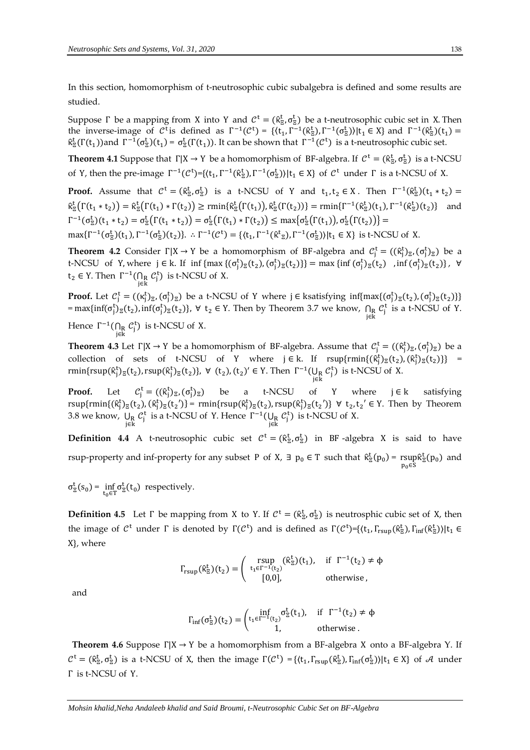In this section, homomorphism of t-neutrosophic cubic subalgebra is defined and some results are studied.

Suppose $\Gamma$ be a mapping from X into Y and $\mathcal{C}^{t} = (\hat{\kappa}^{t}_{\Xi}, \sigma^{t}_{\Xi})$ be a t-neutrosophic cubic set in X. Then the inverse-image of $\mathcal{C}^{t}$ is defined as $\Gamma^{-1}(\mathcal{C}^{t}) = \{\langle t_1, \Gamma^{-1}(\hat{\kappa}^{t}_{\Xi}), \Gamma^{-1}(\sigma^{t}_{\Xi})\rangle | t_1 \in X\}$ and $\Gamma^{-1}(\hat{\kappa}^{t}_{\Xi})(t_1) = \hat{\kappa}^{t}_{\Xi}(\Gamma(t_1))$ and $\Gamma^{-1}(\sigma^{t}_{\Xi})(t_1) = \sigma^{t}_{\Xi}(\Gamma(t_1))$. It can be shown that $\Gamma^{-1}(\mathcal{C}^{t})$ is a t-neutrosophic cubic set.

**Theorem 4.1** Suppose that $\Gamma|X \rightarrow Y$ be a homomorphism of BF-algebra. If $\mathcal{C}^{t} = (\hat{\kappa}^{t}_{\Xi}, \sigma^{t}_{\Xi})$ is a t-NCSU of Y, then the pre-image $\Gamma^{-1}(\mathcal{C}^{t}) = \{\langle t_1, \Gamma^{-1}(\hat{\kappa}^{t}_{\Xi}), \Gamma^{-1}(\sigma^{t}_{\Xi})\rangle | t_1 \in X\}$ of $\mathcal{C}^{t}$ under $\Gamma$ is a t-NCSU of X.

**Proof.** Assume that $\mathcal{C}^{t} = (\hat{\kappa}^{t}_{\Xi}, \sigma^{t}_{\Xi})$ is a t-NCSU of Y and $t_1, t_2 \in X$. Then $\Gamma^{-1}(\hat{\kappa}^{t}_{\Xi})(t_1 * t_2) = \hat{\kappa}^{t}_{\Xi}(\Gamma(t_1 * t_2)) = \hat{\kappa}^{t}_{\Xi}(\Gamma(t_1) * \Gamma(t_2)) \geq \text{rmin}\{\hat{\kappa}^{t}_{\Xi}(\Gamma(t_1)), \hat{\kappa}^{t}_{\Xi}(\Gamma(t_2))\} = \text{rmin}\{\Gamma^{-1}(\hat{\kappa}^{t}_{\Xi})(t_1), \Gamma^{-1}(\hat{\kappa}^{t}_{\Xi})(t_2)\}$ and $\Gamma^{-1}(\sigma^{t}_{\Xi})(t_1 * t_2) = \sigma^{t}_{\Xi}(\Gamma(t_1 * t_2)) = \sigma^{t}_{\Xi}(\Gamma(t_1) * \Gamma(t_2)) \leq \max\{\sigma^{t}_{\Xi}(\Gamma(t_1)), \sigma^{t}_{\Xi}(\Gamma(t_2))\} = \max\{\Gamma^{-1}(\sigma^{t}_{\Xi})(t_1), \Gamma^{-1}(\sigma^{t}_{\Xi})(t_2)\}$. $\therefore \Gamma^{-1}(\mathcal{C}^{t}) = \{\langle t_1, \Gamma^{-1}(\hat{\kappa}^{t}{}_{\Xi}), \Gamma^{-1}(\sigma^{t}_{\Xi})\rangle | t_1 \in X\}$ is t-NCSU of X.

**Theorem 4.2** Consider $\Gamma|X \rightarrow Y$ be a homomorphism of BF-algebra and $\mathcal{C}^{t}_{j} = ((\hat{\kappa}^{t}_{j})_{\Xi}, (\sigma^{t}_{j})_{\Xi})$ be a t-NCSU of Y, where $j \in k$. If $\inf\{\max\{(\sigma^{t}_{j})_{\Xi}(t_2), (\sigma^{t}_{j})_{\Xi}(t_2)\}\} = \max\{\inf(\sigma^{t}_{j})_{\Xi}(t_2), \inf(\sigma^{t}_{j})_{\Xi}(t_2)\}$, $\forall$ $t_2 \in Y$. Then $\Gamma^{-1}(\bigcap_{R\, j\in k} \mathcal{C}^{t}_{j})$ is t-NCSU of X.

**Proof.** Let $\mathcal{C}^{t}_{j} = ((\kappa^{t}_{j})_{\Xi}, (\sigma^{t}_{j})_{\Xi})$ be a t-NCSU of Y where $j \in k$ satisfying $\inf\{\max\{(\sigma^{t}_{j})_{\Xi}(t_2), (\sigma^{t}_{j})_{\Xi}(t_2)\}\} = \max\{\inf(\sigma^{t}_{j})_{\Xi}(t_2), \inf(\sigma^{t}_{j})_{\Xi}(t_2)\}$, $\forall$ $t_2 \in Y$. Then by Theorem 3.7 we know, $\bigcap_{R\, j\in k} \mathcal{C}^{t}_{j}$ is a t-NCSU of Y. Hence $\Gamma^{-1}(\bigcap_{R\, j\in k} \mathcal{C}^{t}_{j})$ is t-NCSU of X.

**Theorem 4.3** Let $\Gamma|X \rightarrow Y$ be a homomorphism of BF-algebra. Assume that $\mathcal{C}^{t}_{j} = ((\hat{\kappa}^{t}_{j})_{\Xi}, (\sigma^{t}_{j})_{\Xi})$ be a collection of sets of t-NCSU of Y where $j \in k$. If $\text{rsup}\{\text{rmin}\{(\hat{\kappa}^{t}_{j})_{\Xi}(t_2), (\hat{\kappa}^{t}_{j})_{\Xi}(t_2)\}\} = \text{rmin}\{\text{rsup}(\hat{\kappa}^{t}_{j})_{\Xi}(t_2), \text{rsup}(\hat{\kappa}^{t}_{j})_{\Xi}(t_2)\}$, $\forall$ $(t_2), (t_2)' \in Y$. Then $\Gamma^{-1}(\bigcup_{R\, j\in k} \mathcal{C}^{t}_{j})$ is t-NCSU of X.

**Proof.** Let $\mathcal{C}^{t}_{j} = ((\hat{\kappa}^{t}_{j})_{\Xi}, (\sigma^{t}_{j})_{\Xi})$ be a t-NCSU of Y where $j \in k$ satisfying $\text{rsup}\{\text{rmin}\{(\hat{\kappa}^{t}_{j})_{\Xi}(t_2), (\hat{\kappa}^{t}_{j})_{\Xi}(t_2')\}\} = \text{rmin}\{\text{rsup}(\hat{\kappa}^{t}_{j})_{\Xi}(t_2), \text{rsup}(\hat{\kappa}^{t}_{j})_{\Xi}(t_2')\}$ $\forall$ $t_2, t_2' \in Y$. Then by Theorem 3.8 we know, $\bigcup_{R\, j\in k} \mathcal{C}^{t}_{j}$ is a t-NCSU of Y. Hence $\Gamma^{-1}(\bigcup_{R\, j\in k} \mathcal{C}^{t}_{j})$ is t-NCSU of X.

**Definition 4.4** A t-neutrosophic cubic set $\mathcal{C}^{t} = (\hat{\kappa}^{t}_{\Xi}, \sigma^{t}_{\Xi})$ in BF-algebra X is said to have rsup-property and inf-property for any subset P of X, $\exists$ $p_0 \in T$ such that $\hat{\kappa}^{t}_{\Xi}(p_0) = \text{rsup}_{p_0\in S}\hat{\kappa}^{t}_{\Xi}(p_0)$ and $\sigma^{t}_{\Xi}(s_0) = \inf_{t_0\in T}\sigma^{t}_{\Xi}(t_0)$ respectively.

**Definition 4.5** Let $\Gamma$ be mapping from X to Y. If $\mathcal{C}^{t} = (\hat{\kappa}^{t}_{\Xi}, \sigma^{t}_{\Xi})$ is neutrosphic cubic set of X, then the image of $\mathcal{C}^{t}$ under $\Gamma$ is denoted by $\Gamma(\mathcal{C}^{t})$ and is defined as $\Gamma(\mathcal{C}^{t}) = \{\langle t_1, \Gamma_{\text{rsup}}(\hat{\kappa}^{t}_{\Xi}), \Gamma_{\inf}(\hat{\kappa}^{t}_{\Xi})\rangle | t_1 \in X\}$, where

$$\Gamma_{\text{rsup}}(\hat{\kappa}^{t}_{\Xi})(t_2) = \begin{cases} \underset{t_1\in\Gamma^{-1}(t_2)}{\text{rsup}} (\hat{\kappa}^{t}_{\Xi})(t_1), & \text{if } \Gamma^{-1}(t_2) \neq \phi \\ [0,0], & \text{otherwise}, \end{cases}$$

and

$$\Gamma_{\inf}(\sigma^{t}_{\Xi})(t_2) = \begin{cases} \inf_{t_1\in\Gamma^{-1}(t_2)} \sigma^{t}_{\Xi}(t_1), & \text{if } \Gamma^{-1}(t_2) \neq \phi \\ 1, & \text{otherwise}. \end{cases}$$

**Theorem 4.6** Suppose $\Gamma|X \rightarrow Y$ be a homomorphism from a BF-algebra X onto a BF-algebra Y. If $\mathcal{C}^{t} = (\hat{\kappa}^{t}_{\Xi}, \sigma^{t}_{\Xi})$ is a t-NCSU of X, then the image $\Gamma(\mathcal{C}^{t}) = \{\langle t_1, \Gamma_{\text{rsup}}(\hat{\kappa}^{t}_{\Xi}), \Gamma_{\inf}(\sigma^{t}_{\Xi})\rangle | t_1 \in X\}$ of $\mathcal{A}$ under $\Gamma$ is t-NCSU of Y.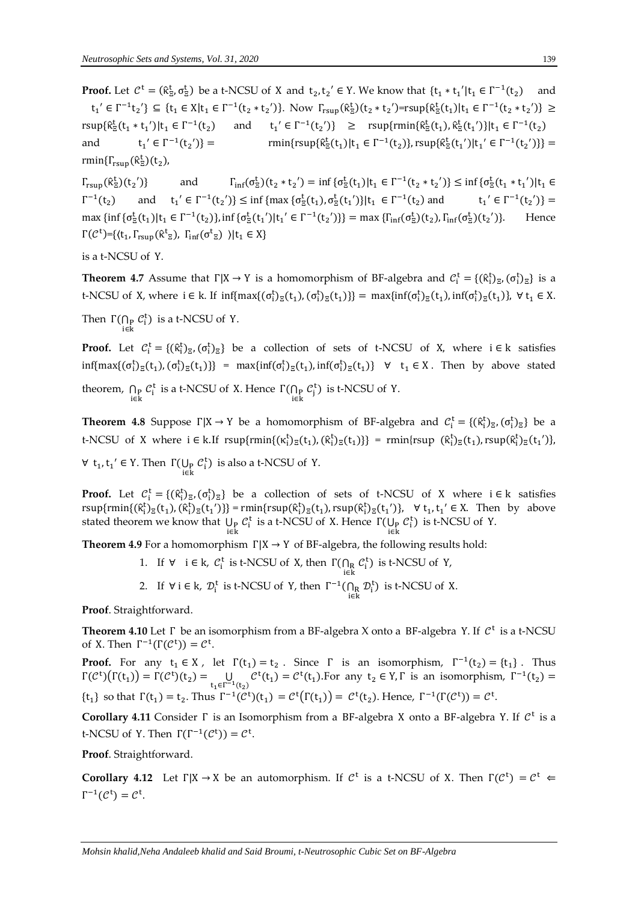**Proof.** Let $\mathcal{C}^t = (\hat{\kappa}^t_\Xi, \sigma^t_\Xi)$ be a t-NCSU of X and $t_2, t_2{}' \in Y$. We know that $\{t_1 * t_1{}' | t_1 \in \Gamma^{-1}(t_2)$ and $t_1{}' \in \Gamma^{-1} t_2{}'\} \subseteq \{t_1 \in X | t_1 \in \Gamma^{-1}(t_2 * t_2{}')\}$. Now $\Gamma_{rsup}(\hat{\kappa}^t_\Xi)(t_2 * t_2{}')$=rsup$\{\hat{\kappa}^t_\Xi(t_1) | t_1 \in \Gamma^{-1}(t_2 * t_2{}')\} \geq$ rsup$\{\hat{\kappa}^t_\Xi(t_1 * t_1{}') | t_1 \in \Gamma^{-1}(t_2)$ and $t_1{}' \in \Gamma^{-1}(t_2{}')\} \geq$ rsup$\{$rmin$\{\hat{\kappa}^t_\Xi(t_1), \hat{\kappa}^t_\Xi(t_1{}')\} | t_1 \in \Gamma^{-1}(t_2)$ and $t_1{}' \in \Gamma^{-1}(t_2{}')\} =$ rmin$\{$rsup$\{\hat{\kappa}^t_\Xi(t_1) | t_1 \in \Gamma^{-1}(t_2)\}$, rsup$\{\hat{\kappa}^t_\Xi(t_1{}') | t_1{}' \in \Gamma^{-1}(t_2{}')\}\} =$ rmin$\{\Gamma_{rsup}(\hat{\kappa}^t_\Xi)(t_2)$,

$\Gamma_{rsup}(\hat{\kappa}^t_\Xi)(t_2{}')\}$ and $\Gamma_{inf}(\sigma^t_\Xi)(t_2 * t_2{}') = \inf\{\sigma^t_\Xi(t_1) | t_1 \in \Gamma^{-1}(t_2 * t_2{}')\} \leq \inf\{\sigma^t_\Xi(t_1 * t_1{}') | t_1 \in \Gamma^{-1}(t_2)$ and $t_1{}' \in \Gamma^{-1}(t_2{}')\} \leq \inf\{\max\{\sigma^t_\Xi(t_1), \sigma^t_\Xi(t_1{}')\} | t_1 \in \Gamma^{-1}(t_2)$ and $t_1{}' \in \Gamma^{-1}(t_2{}')\} =$ $\max\{\inf\{\sigma^t_\Xi(t_1) | t_1 \in \Gamma^{-1}(t_2)\}, \inf\{\sigma^t_\Xi(t_1{}') | t_1{}' \in \Gamma^{-1}(t_2{}')\}\} = \max\{\Gamma_{inf}(\sigma^t_\Xi)(t_2), \Gamma_{inf}(\sigma^t_\Xi)(t_2{}')\}$. Hence $\Gamma(\mathcal{C}^t)$=$\{\langle t_1, \Gamma_{rsup}(\hat{\kappa}^t{}_\Xi), \Gamma_{inf}(\sigma^t{}_\Xi)\rangle | t_1 \in X\}$

is a t-NCSU of Y.

**Theorem 4.7** Assume that $\Gamma|X \to Y$ is a homomorphism of BF-algebra and $\mathcal{C}^t_i = \{(\hat{\kappa}^t_i)_\Xi, (\sigma^t_i)_\Xi\}$ is a t-NCSU of X, where $i \in k$. If $\inf\{\max\{(\sigma^t_i)_\Xi(t_1), (\sigma^t_i)_\Xi(t_1)\}\} = \max\{\inf(\sigma^t_i)_\Xi(t_1), \inf(\sigma^t_i)_\Xi(t_1)\}$, $\forall\ t_1 \in X$. Then $\Gamma(\bigcap_{P\, i\in k} \mathcal{C}^t_i)$ is a t-NCSU of Y.

**Proof.** Let $\mathcal{C}^t_i = \{(\hat{\kappa}^t_i)_\Xi, (\sigma^t_i)_\Xi\}$ be a collection of sets of t-NCSU of X, where $i \in k$ satisfies $\inf\{\max\{(\sigma^t_i)_\Xi(t_1), (\sigma^t_i)_\Xi(t_1)\}\} = \max\{\inf(\sigma^t_i)_\Xi(t_1), \inf(\sigma^t_i)_\Xi(t_1)\}$ $\forall\ t_1 \in X$. Then by above stated theorem, $\bigcap_{P\, i\in k} \mathcal{C}^t_i$ is a t-NCSU of X. Hence $\Gamma(\bigcap_{P\, i\in k} \mathcal{C}^t_j)$ is t-NCSU of Y.

**Theorem 4.8** Suppose $\Gamma|X \to Y$ be a homomorphism of BF-algebra and $\mathcal{C}^t_i = \{(\hat{\kappa}^t_i)_\Xi, (\sigma^t_i)_\Xi\}$ be a t-NCSU of X where $i \in k$.If rsup$\{$rmin$\{(\kappa^t_i)_\Xi(t_1), (\hat{\kappa}^t_i)_\Xi(t_1)\}\}$ = rmin$\{$rsup $(\hat{\kappa}^t_i)_\Xi(t_1)$, rsup$(\hat{\kappa}^t_i)_\Xi(t_1{}')\}$, $\forall\ t_1, t_1{}' \in Y$. Then $\Gamma(\bigcup_{P\, i\in k} \mathcal{C}^t_i)$ is also a t-NCSU of Y.

**Proof.** Let $\mathcal{C}^t_i = \{(\hat{\kappa}^t_i)_\Xi, (\sigma^t_i)_\Xi\}$ be a collection of sets of t-NCSU of X where $i \in k$ satisfies rsup$\{$rmin$\{(\hat{\kappa}^t_i)_\Xi(t_1), (\hat{\kappa}^t_i)_\Xi(t_1{}')\}\}$ = rmin$\{$rsup$(\hat{\kappa}^t_i)_\Xi(t_1)$, rsup$(\hat{\kappa}^t_i)_\Xi(t_1{}')\}$, $\forall\ t_1, t_1{}' \in X$. Then by above stated theorem we know that $\bigcup_{P\, i\in k} \mathcal{C}^t_i$ is a t-NCSU of X. Hence $\Gamma(\bigcup_{P\, i\in k} \mathcal{C}^t_i)$ is t-NCSU of Y.

**Theorem 4.9** For a homomorphism $\Gamma|X \to Y$ of BF-algebra, the following results hold:

1. If $\forall\ i \in k$, $\mathcal{C}^t_i$ is t-NCSU of X, then $\Gamma(\bigcap_{R\, i\in k} \mathcal{C}^t_i)$ is t-NCSU of Y,
2. If $\forall\, i \in k$, $\mathcal{D}^t_i$ is t-NCSU of Y, then $\Gamma^{-1}(\bigcap_{R\, i\in k} \mathcal{D}^t_i)$ is t-NCSU of X.

**Proof**. Straightforward.

**Theorem 4.10** Let $\Gamma$ be an isomorphism from a BF-algebra X onto a BF-algebra Y. If $\mathcal{C}^t$ is a t-NCSU of X. Then $\Gamma^{-1}(\Gamma(\mathcal{C}^t)) = \mathcal{C}^t$.

**Proof.** For any $t_1 \in X$, let $\Gamma(t_1) = t_2$. Since $\Gamma$ is an isomorphism, $\Gamma^{-1}(t_2) = \{t_1\}$. Thus $\Gamma(\mathcal{C}^t)(\Gamma(t_1)) = \Gamma(\mathcal{C}^t)(t_2) = \bigcup_{t_1 \in \Gamma^{-1}(t_2)} \mathcal{C}^t(t_1) = \mathcal{C}^t(t_1)$.For any $t_2 \in Y, \Gamma$ is an isomorphism, $\Gamma^{-1}(t_2) = \{t_1\}$ so that $\Gamma(t_1) = t_2$. Thus $\Gamma^{-1}(\mathcal{C}^t)(t_1) = \mathcal{C}^t(\Gamma(t_1)) = \mathcal{C}^t(t_2)$. Hence, $\Gamma^{-1}(\Gamma(\mathcal{C}^t)) = \mathcal{C}^t$.

**Corollary 4.11** Consider $\Gamma$ is an Isomorphism from a BF-algebra X onto a BF-algebra Y. If $\mathcal{C}^t$ is a t-NCSU of Y. Then $\Gamma(\Gamma^{-1}(\mathcal{C}^t)) = \mathcal{C}^t$.

**Proof**. Straightforward.

**Corollary 4.12** Let $\Gamma|X \to X$ be an automorphism. If $\mathcal{C}^t$ is a t-NCSU of X. Then $\Gamma(\mathcal{C}^t) = \mathcal{C}^t \Leftarrow \Gamma^{-1}(\mathcal{C}^t) = \mathcal{C}^t$.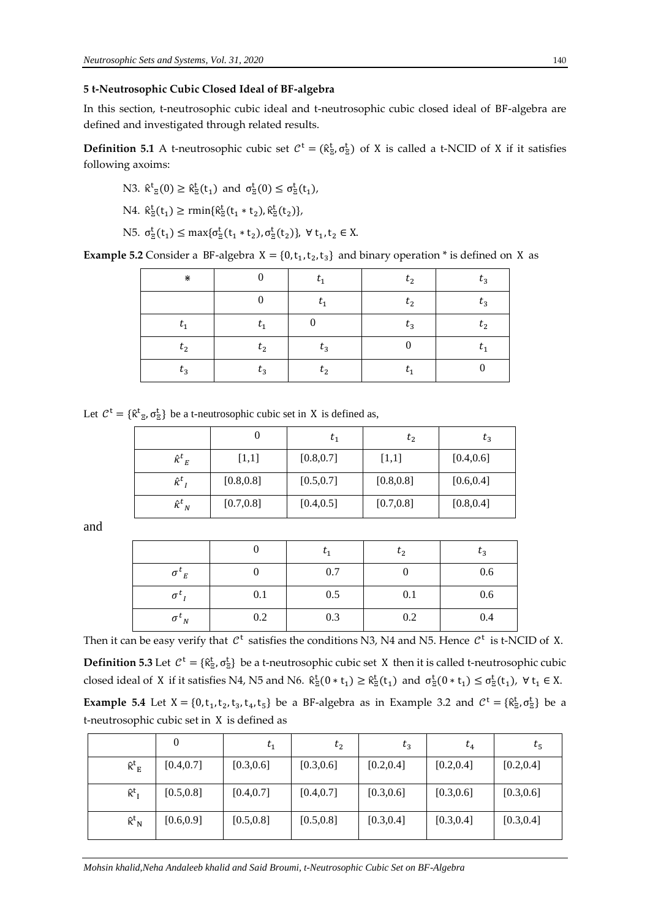## 5 t-Neutrosophic Cubic Closed Ideal of BF-algebra

In this section, t-neutrosophic cubic ideal and t-neutrosophic cubic closed ideal of BF-algebra are defined and investigated through related results.

**Definition 5.1** A t-neutrosophic cubic set $\mathcal{C}^{t} = (\hat{\kappa}^{t}_{\Xi}, \sigma^{t}_{\Xi})$ of X is called a t-NCID of X if it satisfies following axoims:

N3. $\hat{\kappa}^{t}_{\Xi}(0) \geq \hat{\kappa}^{t}_{\Xi}(t_1)$ and $\sigma^{t}_{\Xi}(0) \leq \sigma^{t}_{\Xi}(t_1)$,

N4. $\hat{\kappa}^{t}_{\Xi}(t_1) \geq \text{rmin}\{\hat{\kappa}^{t}_{\Xi}(t_1 * t_2), \hat{\kappa}^{t}_{\Xi}(t_2)\}$,

N5. $\sigma^{t}_{\Xi}(t_1) \leq \max\{\sigma^{t}_{\Xi}(t_1 * t_2), \sigma^{t}_{\Xi}(t_2)\}$, $\forall\, t_1, t_2 \in X$.

**Example 5.2** Consider a BF-algebra $X = \{0, t_1, t_2, t_3\}$ and binary operation * is defined on X as

| * | 0 | $t_1$ | $t_2$ | $t_3$ |
|---|---|---|---|---|
| | 0 | $t_1$ | $t_2$ | $t_3$ |
| $t_1$ | $t_1$ | 0 | $t_3$ | $t_2$ |
| $t_2$ | $t_2$ | $t_3$ | 0 | $t_1$ |
| $t_3$ | $t_3$ | $t_2$ | $t_1$ | 0 |

Let $\mathcal{C}^{t} = \{\hat{\kappa}^{t}_{\Xi}, \sigma^{t}_{\Xi}\}$ be a t-neutrosophic cubic set in X is defined as,

| | 0 | $t_1$ | $t_2$ | $t_3$ |
|---|---|---|---|---|
| $\hat{\kappa}^{t}_{E}$ | [1,1] | [0.8,0.7] | [1,1] | [0.4,0.6] |
| $\hat{\kappa}^{t}_{I}$ | [0.8,0.8] | [0.5,0.7] | [0.8,0.8] | [0.6,0.4] |
| $\hat{\kappa}^{t}_{N}$ | [0.7,0.8] | [0.4,0.5] | [0.7,0.8] | [0.8,0.4] |

and

| | 0 | $t_1$ | $t_2$ | $t_3$ |
|---|---|---|---|---|
| $\sigma^{t}_{E}$ | 0 | 0.7 | 0 | 0.6 |
| $\sigma^{t}_{I}$ | 0.1 | 0.5 | 0.1 | 0.6 |
| $\sigma^{t}_{N}$ | 0.2 | 0.3 | 0.2 | 0.4 |

Then it can be easy verify that $\mathcal{C}^{t}$ satisfies the conditions N3, N4 and N5. Hence $\mathcal{C}^{t}$ is t-NCID of X.

**Definition 5.3** Let $\mathcal{C}^{t} = \{\hat{\kappa}^{t}_{\Xi}, \sigma^{t}_{\Xi}\}$ be a t-neutrosophic cubic set X then it is called t-neutrosophic cubic closed ideal of X if it satisfies N4, N5 and N6. $\hat{\kappa}^{t}_{\Xi}(0 * t_1) \geq \hat{\kappa}^{t}_{\Xi}(t_1)$ and $\sigma^{t}_{\Xi}(0 * t_1) \leq \sigma^{t}_{\Xi}(t_1)$, $\forall\, t_1 \in X$.

**Example 5.4** Let $X = \{0, t_1, t_2, t_3, t_4, t_5\}$ be a BF-algebra as in Example 3.2 and $\mathcal{C}^{t} = \{\hat{\kappa}^{t}_{\Xi}, \sigma^{t}_{\Xi}\}$ be a t-neutrosophic cubic set in X is defined as

| | 0 | $t_1$ | $t_2$ | $t_3$ | $t_4$ | $t_5$ |
|---|---|---|---|---|---|---|
| $\hat{\kappa}^{t}_{E}$ | [0.4,0.7] | [0.3,0.6] | [0.3,0.6] | [0.2,0.4] | [0.2,0.4] | [0.2,0.4] |
| $\hat{\kappa}^{t}_{I}$ | [0.5,0.8] | [0.4,0.7] | [0.4,0.7] | [0.3,0.6] | [0.3,0.6] | [0.3,0.6] |
| $\hat{\kappa}^{t}_{N}$ | [0.6,0.9] | [0.5,0.8] | [0.5,0.8] | [0.3,0.4] | [0.3,0.4] | [0.3,0.4] |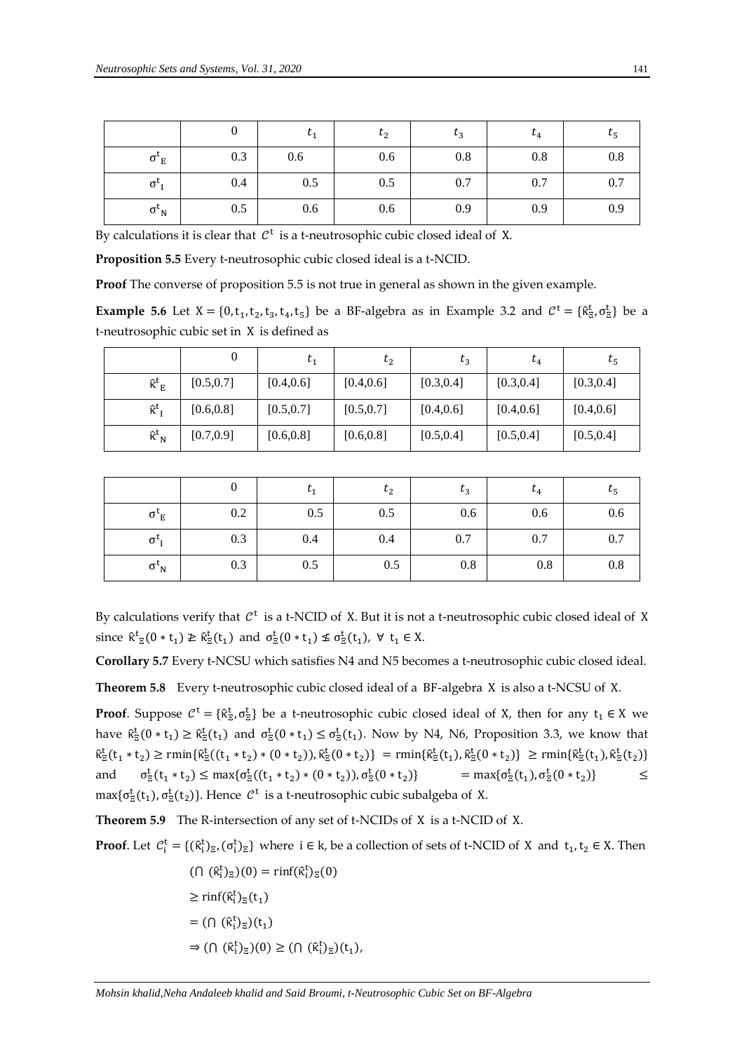|  | 0 | $t_1$ | $t_2$ | $t_3$ | $t_4$ | $t_5$ |
|---|---|---|---|---|---|---|
| $\sigma^t{}_E$ | 0.3 | 0.6 | 0.6 | 0.8 | 0.8 | 0.8 |
| $\sigma^t{}_I$ | 0.4 | 0.5 | 0.5 | 0.7 | 0.7 | 0.7 |
| $\sigma^t{}_N$ | 0.5 | 0.6 | 0.6 | 0.9 | 0.9 | 0.9 |

By calculations it is clear that $\mathcal{C}^t$ is a t-neutrosophic cubic closed ideal of X.

**Proposition 5.5** Every t-neutrosophic cubic closed ideal is a t-NCID.

**Proof** The converse of proposition 5.5 is not true in general as shown in the given example.

**Example 5.6** Let $X = \{0, t_1, t_2, t_3, t_4, t_5\}$ be a BF-algebra as in Example 3.2 and $\mathcal{C}^t = \{\hat{\kappa}^t_\Xi, \sigma^t_\Xi\}$ be a t-neutrosophic cubic set in X is defined as

|  | 0 | $t_1$ | $t_2$ | $t_3$ | $t_4$ | $t_5$ |
|---|---|---|---|---|---|---|
| $\hat{\kappa}^t{}_E$ | [0.5,0.7] | [0.4,0.6] | [0.4,0.6] | [0.3,0.4] | [0.3,0.4] | [0.3,0.4] |
| $\hat{\kappa}^t{}_I$ | [0.6,0.8] | [0.5,0.7] | [0.5,0.7] | [0.4,0.6] | [0.4,0.6] | [0.4,0.6] |
| $\hat{\kappa}^t{}_N$ | [0.7,0.9] | [0.6,0.8] | [0.6,0.8] | [0.5,0.4] | [0.5,0.4] | [0.5,0.4] |

|  | 0 | $t_1$ | $t_2$ | $t_3$ | $t_4$ | $t_5$ |
|---|---|---|---|---|---|---|
| $\sigma^t{}_E$ | 0.2 | 0.5 | 0.5 | 0.6 | 0.6 | 0.6 |
| $\sigma^t{}_I$ | 0.3 | 0.4 | 0.4 | 0.7 | 0.7 | 0.7 |
| $\sigma^t{}_N$ | 0.3 | 0.5 | 0.5 | 0.8 | 0.8 | 0.8 |

By calculations verify that $\mathcal{C}^t$ is a t-NCID of X. But it is not a t-neutrosophic cubic closed ideal of X since $\hat{\kappa}^t{}_\Xi(0 * t_1) \ngeq \hat{\kappa}^t_\Xi(t_1)$ and $\sigma^t_\Xi(0 * t_1) \nleq \sigma^t_\Xi(t_1)$, $\forall\ t_1 \in X$.

**Corollary 5.7** Every t-NCSU which satisfies N4 and N5 becomes a t-neutrosophic cubic closed ideal.

**Theorem 5.8** Every t-neutrosophic cubic closed ideal of a BF-algebra X is also a t-NCSU of X.

**Proof**. Suppose $\mathcal{C}^t = \{\hat{\kappa}^t_\Xi, \sigma^t_\Xi\}$ be a t-neutrosophic cubic closed ideal of X, then for any $t_1 \in X$ we have $\hat{\kappa}^t_\Xi(0 * t_1) \geq \hat{\kappa}^t_\Xi(t_1)$ and $\sigma^t_\Xi(0 * t_1) \leq \sigma^t_\Xi(t_1)$. Now by N4, N6, Proposition 3.3, we know that $\hat{\kappa}^t_\Xi(t_1 * t_2) \geq \mathrm{rmin}\{\hat{\kappa}^t_\Xi((t_1 * t_2) * (0 * t_2)), \hat{\kappa}^t_\Xi(0 * t_2)\} = \mathrm{rmin}\{\hat{\kappa}^t_\Xi(t_1), \hat{\kappa}^t_\Xi(0 * t_2)\} \geq \mathrm{rmin}\{\hat{\kappa}^t_\Xi(t_1), \hat{\kappa}^t_\Xi(t_2)\}$ and $\sigma^t_\Xi(t_1 * t_2) \leq \max\{\sigma^t_\Xi((t_1 * t_2) * (0 * t_2)), \sigma^t_\Xi(0 * t_2)\} = \max\{\sigma^t_\Xi(t_1), \sigma^t_\Xi(0 * t_2)\} \leq \max\{\sigma^t_\Xi(t_1), \sigma^t_\Xi(t_2)\}$. Hence $\mathcal{C}^t$ is a t-neutrosophic cubic subalgeba of X.

**Theorem 5.9** The R-intersection of any set of t-NCIDs of X is a t-NCID of X.

**Proof**. Let $\mathcal{C}^t_i = \{(\hat{\kappa}^t_i)_\Xi, (\sigma^t_i)_\Xi\}$ where $i \in k$, be a collection of sets of t-NCID of X and $t_1, t_2 \in X$. Then

$$(\bigcap\ (\hat{\kappa}^t_i)_\Xi)(0) = \mathrm{rinf}(\hat{\kappa}^t_i)_\Xi(0)$$

$$\geq \mathrm{rinf}(\hat{\kappa}^t_i)_\Xi(t_1)$$

$$= (\bigcap\ (\hat{\kappa}^t_i)_\Xi)(t_1)$$

$$\Rightarrow (\bigcap\ (\hat{\kappa}^t_i)_\Xi)(0) \geq (\bigcap\ (\hat{\kappa}^t_i)_\Xi)(t_1),$$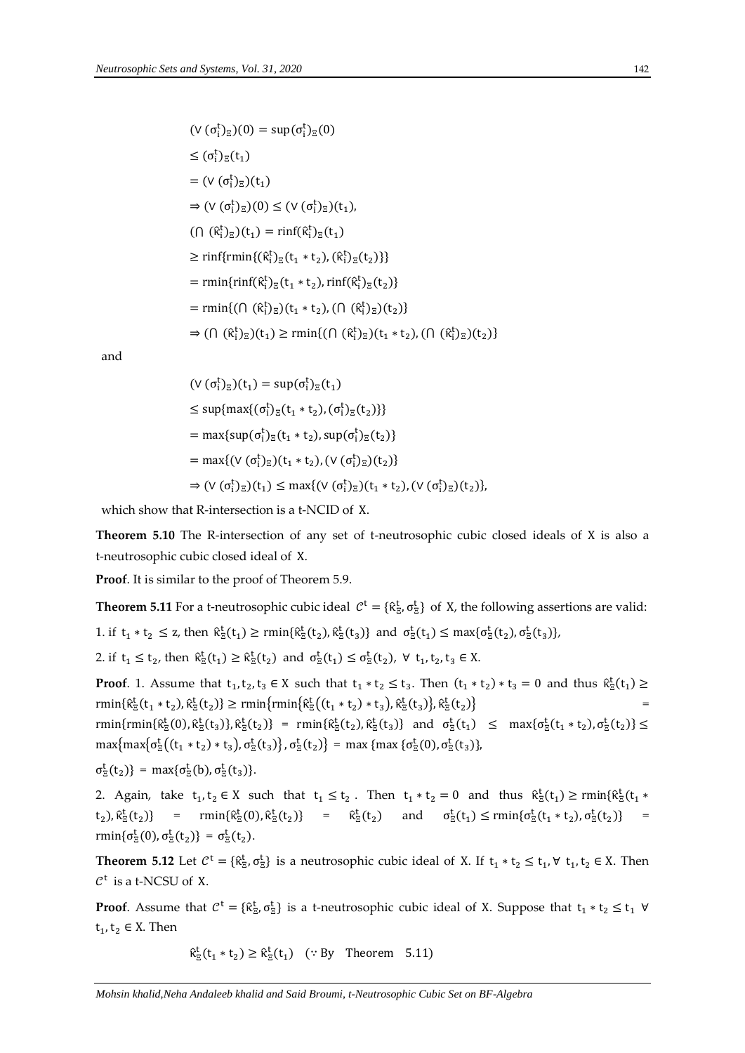$$(\vee(\sigma_i^t)_\Xi)(0) = \sup(\sigma_i^t)_\Xi(0)$$
$$\leq (\sigma_i^t)_\Xi(t_1)$$
$$= (\vee(\sigma_i^t)_\Xi)(t_1)$$
$$\Rightarrow (\vee(\sigma_i^t)_\Xi)(0) \leq (\vee(\sigma_i^t)_\Xi)(t_1),$$
$$(\cap(\hat{\kappa}_i^t)_\Xi)(t_1) = \text{rinf}(\hat{\kappa}_i^t)_\Xi(t_1)$$
$$\geq \text{rinf}\{\text{rmin}\{(\hat{\kappa}_i^t)_\Xi(t_1 * t_2), (\hat{\kappa}_i^t)_\Xi(t_2)\}\}$$
$$= \text{rmin}\{\text{rinf}(\hat{\kappa}_i^t)_\Xi(t_1 * t_2), \text{rinf}(\hat{\kappa}_i^t)_\Xi(t_2)\}$$
$$= \text{rmin}\{(\cap(\hat{\kappa}_i^t)_\Xi)(t_1 * t_2), (\cap(\hat{\kappa}_i^t)_\Xi)(t_2)\}$$
$$\Rightarrow (\cap(\hat{\kappa}_i^t)_\Xi)(t_1) \geq \text{rmin}\{(\cap(\hat{\kappa}_i^t)_\Xi)(t_1 * t_2), (\cap(\hat{\kappa}_i^t)_\Xi)(t_2)\}$$

and

$$(\vee(\sigma_i^t)_\Xi)(t_1) = \sup(\sigma_i^t)_\Xi(t_1)$$
$$\leq \sup\{\max\{(\sigma_i^t)_\Xi(t_1 * t_2), (\sigma_i^t)_\Xi(t_2)\}\}$$
$$= \max\{\sup(\sigma_i^t)_\Xi(t_1 * t_2), \sup(\sigma_i^t)_\Xi(t_2)\}$$
$$= \max\{(\vee(\sigma_i^t)_\Xi)(t_1 * t_2), (\vee(\sigma_i^t)_\Xi)(t_2)\}$$
$$\Rightarrow (\vee(\sigma_i^t)_\Xi)(t_1) \leq \max\{(\vee(\sigma_i^t)_\Xi)(t_1 * t_2), (\vee(\sigma_i^t)_\Xi)(t_2)\},$$

which show that R-intersection is a t-NCID of X.

**Theorem 5.10** The R-intersection of any set of t-neutrosophic cubic closed ideals of X is also a t-neutrosophic cubic closed ideal of X.

**Proof**. It is similar to the proof of Theorem 5.9.

**Theorem 5.11** For a t-neutrosophic cubic ideal $\mathcal{C}^t = \{\hat{\kappa}_\Xi^t, \sigma_\Xi^t\}$ of X, the following assertions are valid:

1. if $t_1 * t_2 \leq z$, then $\hat{\kappa}_\Xi^t(t_1) \geq \text{rmin}\{\hat{\kappa}_\Xi^t(t_2), \hat{\kappa}_\Xi^t(t_3)\}$ and $\sigma_\Xi^t(t_1) \leq \max\{\sigma_\Xi^t(t_2), \sigma_\Xi^t(t_3)\}$,

2. if $t_1 \leq t_2$, then $\hat{\kappa}_\Xi^t(t_1) \geq \hat{\kappa}_\Xi^t(t_2)$ and $\sigma_\Xi^t(t_1) \leq \sigma_\Xi^t(t_2)$, $\forall\ t_1, t_2, t_3 \in X$.

**Proof**. 1. Assume that $t_1, t_2, t_3 \in X$ such that $t_1 * t_2 \leq t_3$. Then $(t_1 * t_2) * t_3 = 0$ and thus $\hat{\kappa}_\Xi^t(t_1) \geq \text{rmin}\{\hat{\kappa}_\Xi^t(t_1 * t_2), \hat{\kappa}_\Xi^t(t_2)\} \geq \text{rmin}\{\text{rmin}\{\hat{\kappa}_\Xi^t((t_1 * t_2) * t_3), \hat{\kappa}_\Xi^t(t_3)\}, \hat{\kappa}_\Xi^t(t_2)\} = \text{rmin}\{\text{rmin}\{\hat{\kappa}_\Xi^t(0), \hat{\kappa}_\Xi^t(t_3)\}, \hat{\kappa}_\Xi^t(t_2)\} = \text{rmin}\{\hat{\kappa}_\Xi^t(t_2), \hat{\kappa}_\Xi^t(t_3)\}$ and $\sigma_\Xi^t(t_1) \leq \max\{\sigma_\Xi^t(t_1 * t_2), \sigma_\Xi^t(t_2)\} \leq \max\{\max\{\sigma_\Xi^t((t_1 * t_2) * t_3), \sigma_\Xi^t(t_3)\}, \sigma_\Xi^t(t_2)\} = \max\{\max\{\sigma_\Xi^t(0), \sigma_\Xi^t(t_3)\}, \sigma_\Xi^t(t_2)\} = \max\{\sigma_\Xi^t(b), \sigma_\Xi^t(t_3)\}$.

2. Again, take $t_1, t_2 \in X$ such that $t_1 \leq t_2$. Then $t_1 * t_2 = 0$ and thus $\hat{\kappa}_\Xi^t(t_1) \geq \text{rmin}\{\hat{\kappa}_\Xi^t(t_1 * t_2), \hat{\kappa}_\Xi^t(t_2)\} = \text{rmin}\{\hat{\kappa}_\Xi^t(0), \hat{\kappa}_\Xi^t(t_2)\} = \hat{\kappa}_\Xi^t(t_2)$ and $\sigma_\Xi^t(t_1) \leq \text{rmin}\{\sigma_\Xi^t(t_1 * t_2), \sigma_\Xi^t(t_2)\} = \text{rmin}\{\sigma_\Xi^t(0), \sigma_\Xi^t(t_2)\} = \sigma_\Xi^t(t_2)$.

**Theorem 5.12** Let $\mathcal{C}^t = \{\hat{\kappa}_\Xi^t, \sigma_\Xi^t\}$ is a neutrosophic cubic ideal of X. If $t_1 * t_2 \leq t_1, \forall\ t_1, t_2 \in X$. Then $\mathcal{C}^t$ is a t-NCSU of X.

**Proof**. Assume that $\mathcal{C}^t = \{\hat{\kappa}_\Xi^t, \sigma_\Xi^t\}$ is a t-neutrosophic cubic ideal of X. Suppose that $t_1 * t_2 \leq t_1\ \forall\ t_1, t_2 \in X$. Then

$$\hat{\kappa}_\Xi^t(t_1 * t_2) \geq \hat{\kappa}_\Xi^t(t_1) \quad (\because \text{By Theorem 5.11})$$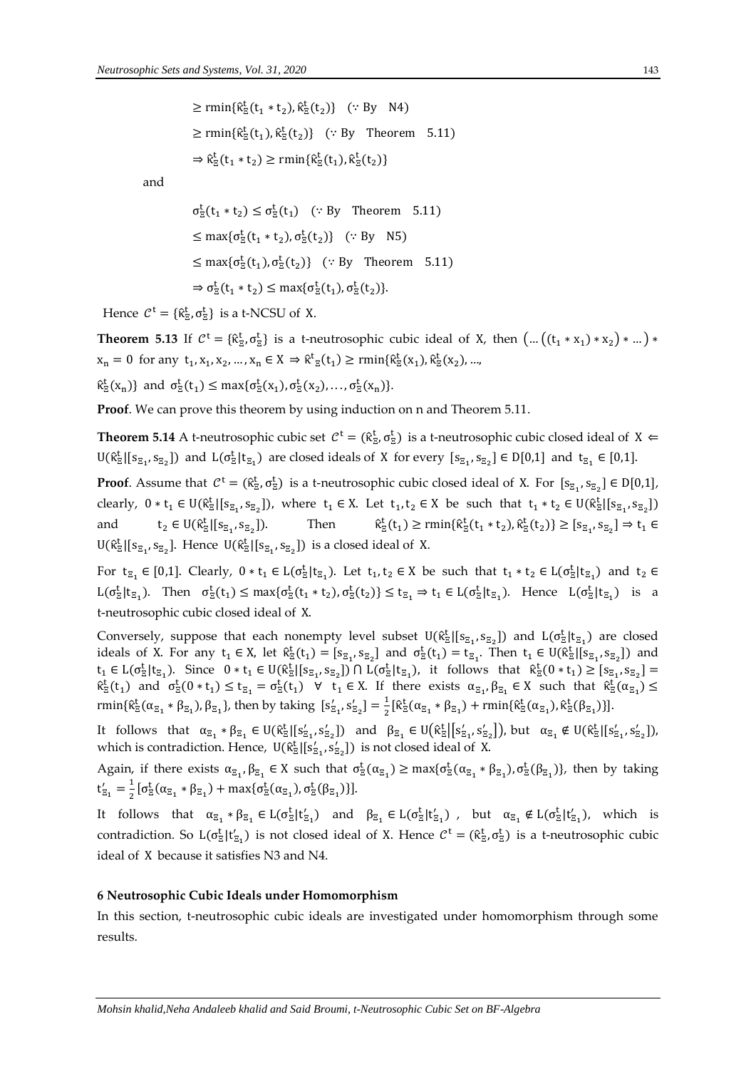$$\geq \text{rmin}\{\hat{\kappa}^t_\Xi(t_1 * t_2), \hat{\kappa}^t_\Xi(t_2)\} \quad (\because \text{By} \quad \text{N4})$$

$$\geq \text{rmin}\{\hat{\kappa}^t_\Xi(t_1), \hat{\kappa}^t_\Xi(t_2)\} \quad (\because \text{By} \quad \text{Theorem} \quad 5.11)$$

$$\Rightarrow \hat{\kappa}^t_\Xi(t_1 * t_2) \geq \text{rmin}\{\hat{\kappa}^t_\Xi(t_1), \hat{\kappa}^t_\Xi(t_2)\}$$

and

$$\sigma^t_\Xi(t_1 * t_2) \leq \sigma^t_\Xi(t_1) \quad (\because \text{By} \quad \text{Theorem} \quad 5.11)$$

$$\leq \max\{\sigma^t_\Xi(t_1 * t_2), \sigma^t_\Xi(t_2)\} \quad (\because \text{By} \quad \text{N5})$$

$$\leq \max\{\sigma^t_\Xi(t_1), \sigma^t_\Xi(t_2)\} \quad (\because \text{By} \quad \text{Theorem} \quad 5.11)$$

$$\Rightarrow \sigma^t_\Xi(t_1 * t_2) \leq \max\{\sigma^t_\Xi(t_1), \sigma^t_\Xi(t_2)\}.$$

Hence $\mathcal{C}^t = \{\hat{\kappa}^t_\Xi, \sigma^t_\Xi\}$ is a t-NCSU of X.

**Theorem 5.13** If $\mathcal{C}^t = \{\hat{\kappa}^t_\Xi, \sigma^t_\Xi\}$ is a t-neutrosophic cubic ideal of X, then $\big(\ldots\big((t_1 * x_1) * x_2\big) * \ldots\big) * x_n = 0$ for any $t_1, x_1, x_2, \ldots, x_n \in X \Rightarrow \hat{\kappa}^t{}_\Xi(t_1) \geq \text{rmin}\{\hat{\kappa}^t_\Xi(x_1), \hat{\kappa}^t_\Xi(x_2), \ldots,$ $\hat{\kappa}^t_\Xi(x_n)\}$ and $\sigma^t_\Xi(t_1) \leq \max\{\sigma^t_\Xi(x_1), \sigma^t_\Xi(x_2), \ldots, \sigma^t_\Xi(x_n)\}$.

**Proof**. We can prove this theorem by using induction on n and Theorem 5.11.

**Theorem 5.14** A t-neutrosophic cubic set $\mathcal{C}^t = (\hat{\kappa}^t_\Xi, \sigma^t_\Xi)$ is a t-neutrosophic cubic closed ideal of $X \Leftarrow U(\hat{\kappa}^t_\Xi|[s_{\Xi_1}, s_{\Xi_2}])$ and $L(\sigma^t_\Xi|t_{\Xi_1})$ are closed ideals of X for every $[s_{\Xi_1}, s_{\Xi_2}] \in D[0,1]$ and $t_{\Xi_1} \in [0,1]$.

**Proof**. Assume that $\mathcal{C}^t = (\hat{\kappa}^t_\Xi, \sigma^t_\Xi)$ is a t-neutrosophic cubic closed ideal of X. For $[s_{\Xi_1}, s_{\Xi_2}] \in D[0,1]$, clearly, $0 * t_1 \in U(\hat{\kappa}^t_\Xi|[s_{\Xi_1}, s_{\Xi_2}])$, where $t_1 \in X$. Let $t_1, t_2 \in X$ be such that $t_1 * t_2 \in U(\hat{\kappa}^t_\Xi|[s_{\Xi_1}, s_{\Xi_2}])$ and $t_2 \in U(\hat{\kappa}^t_\Xi|[s_{\Xi_1}, s_{\Xi_2}])$. Then $\hat{\kappa}^t_\Xi(t_1) \geq \text{rmin}\{\hat{\kappa}^t_\Xi(t_1 * t_2), \hat{\kappa}^t_\Xi(t_2)\} \geq [s_{\Xi_1}, s_{\Xi_2}] \Rightarrow t_1 \in U(\hat{\kappa}^t_\Xi|[s_{\Xi_1}, s_{\Xi_2}]$. Hence $U(\hat{\kappa}^t_\Xi|[s_{\Xi_1}, s_{\Xi_2}])$ is a closed ideal of X.

For $t_{\Xi_1} \in [0,1]$. Clearly, $0 * t_1 \in L(\sigma^t_\Xi|t_{\Xi_1})$. Let $t_1, t_2 \in X$ be such that $t_1 * t_2 \in L(\sigma^t_\Xi|t_{\Xi_1})$ and $t_2 \in L(\sigma^t_\Xi|t_{\Xi_1})$. Then $\sigma^t_\Xi(t_1) \leq \max\{\sigma^t_\Xi(t_1 * t_2), \sigma^t_\Xi(t_2)\} \leq t_{\Xi_1} \Rightarrow t_1 \in L(\sigma^t_\Xi|t_{\Xi_1})$. Hence $L(\sigma^t_\Xi|t_{\Xi_1})$ is a t-neutrosophic cubic closed ideal of X.

Conversely, suppose that each nonempty level subset $U(\hat{\kappa}^t_\Xi|[s_{\Xi_1}, s_{\Xi_2}])$ and $L(\sigma^t_\Xi|t_{\Xi_1})$ are closed ideals of X. For any $t_1 \in X$, let $\hat{\kappa}^t_\Xi(t_1) = [s_{\Xi_1}, s_{\Xi_2}]$ and $\sigma^t_\Xi(t_1) = t_{\Xi_1}$. Then $t_1 \in U(\hat{\kappa}^t_\Xi|[s_{\Xi_1}, s_{\Xi_2}])$ and $t_1 \in L(\sigma^t_\Xi|t_{\Xi_1})$. Since $0 * t_1 \in U(\hat{\kappa}^t_\Xi|[s_{\Xi_1}, s_{\Xi_2}]) \cap L(\sigma^t_\Xi|t_{\Xi_1})$, it follows that $\hat{\kappa}^t_\Xi(0 * t_1) \geq [s_{\Xi_1}, s_{\Xi_2}] = \hat{\kappa}^t_\Xi(t_1)$ and $\sigma^t_\Xi(0 * t_1) \leq t_{\Xi_1} = \sigma^t_\Xi(t_1) \quad \forall \quad t_1 \in X$. If there exists $\alpha_{\Xi_1}, \beta_{\Xi_1} \in X$ such that $\hat{\kappa}^t_\Xi(\alpha_{\Xi_1}) \leq \text{rmin}\{\hat{\kappa}^t_\Xi(\alpha_{\Xi_1} * \beta_{\Xi_1}), \beta_{\Xi_1}\}$, then by taking $[s'_{\Xi_1}, s'_{\Xi_2}] = \frac{1}{2}[\hat{\kappa}^t_\Xi(\alpha_{\Xi_1} * \beta_{\Xi_1}) + \text{rmin}\{\hat{\kappa}^t_\Xi(\alpha_{\Xi_1}), \hat{\kappa}^t_\Xi(\beta_{\Xi_1})\}]$.

It follows that $\alpha_{\Xi_1} * \beta_{\Xi_1} \in U(\hat{\kappa}^t_\Xi|[s'_{\Xi_1}, s'_{\Xi_2}])$ and $\beta_{\Xi_1} \in U\big(\hat{\kappa}^t_\Xi\big|[s'_{\Xi_1}, s'_{\Xi_2}]\big)$, but $\alpha_{\Xi_1} \notin U(\hat{\kappa}^t_\Xi|[s'_{\Xi_1}, s'_{\Xi_2}])$, which is contradiction. Hence, $U(\hat{\kappa}^t_\Xi|[s'_{\Xi_1}, s'_{\Xi_2}])$ is not closed ideal of X.

Again, if there exists $\alpha_{\Xi_1}, \beta_{\Xi_1} \in X$ such that $\sigma^t_\Xi(\alpha_{\Xi_1}) \geq \max\{\sigma^t_\Xi(\alpha_{\Xi_1} * \beta_{\Xi_1}), \sigma^t_\Xi(\beta_{\Xi_1})\}$, then by taking $t'_{\Xi_1} = \frac{1}{2}[\sigma^t_\Xi(\alpha_{\Xi_1} * \beta_{\Xi_1}) + \max\{\sigma^t_\Xi(\alpha_{\Xi_1}), \sigma^t_\Xi(\beta_{\Xi_1})\}]$.

It follows that $\alpha_{\Xi_1} * \beta_{\Xi_1} \in L(\sigma^t_\Xi|t'_{\Xi_1})$ and $\beta_{\Xi_1} \in L(\sigma^t_\Xi|t'_{\Xi_1})$ , but $\alpha_{\Xi_1} \notin L(\sigma^t_\Xi|t'_{\Xi_1})$, which is contradiction. So $L(\sigma^t_\Xi|t'_{\Xi_1})$ is not closed ideal of X. Hence $\mathcal{C}^t = (\hat{\kappa}^t_\Xi, \sigma^t_\Xi)$ is a t-neutrosophic cubic ideal of X because it satisfies N3 and N4.

## 6 Neutrosophic Cubic Ideals under Homomorphism

In this section, t-neutrosophic cubic ideals are investigated under homomorphism through some results.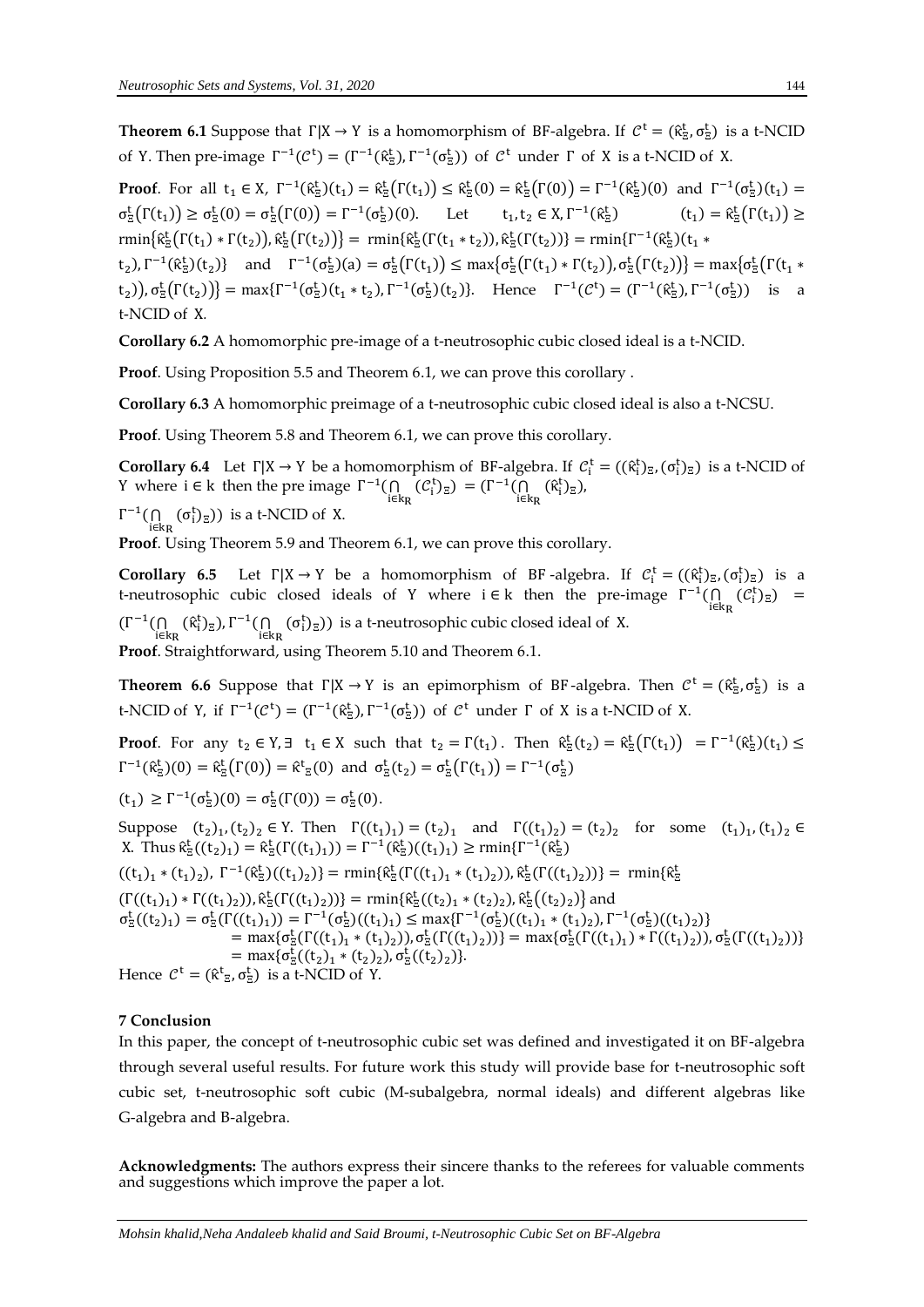**Theorem 6.1** Suppose that $\Gamma|X \to Y$ is a homomorphism of BF-algebra. If $\mathcal{C}^t = (\hat{\kappa}^t_\Xi, \sigma^t_\Xi)$ is a t-NCID of Y. Then pre-image $\Gamma^{-1}(\mathcal{C}^t) = (\Gamma^{-1}(\hat{\kappa}^t_\Xi), \Gamma^{-1}(\sigma^t_\Xi))$ of $\mathcal{C}^t$ under $\Gamma$ of X is a t-NCID of X.

**Proof**. For all $t_1 \in X$, $\Gamma^{-1}(\hat{\kappa}^t_\Xi)(t_1) = \hat{\kappa}^t_\Xi(\Gamma(t_1)) \leq \hat{\kappa}^t_\Xi(0) = \hat{\kappa}^t_\Xi(\Gamma(0)) = \Gamma^{-1}(\hat{\kappa}^t_\Xi)(0)$ and $\Gamma^{-1}(\sigma^t_\Xi)(t_1) = \sigma^t_\Xi(\Gamma(t_1)) \geq \sigma^t_\Xi(0) = \sigma^t_\Xi(\Gamma(0)) = \Gamma^{-1}(\sigma^t_\Xi)(0)$. Let $t_1, t_2 \in X, \Gamma^{-1}(\hat{\kappa}^t_\Xi)(t_1) = \hat{\kappa}^t_\Xi(\Gamma(t_1)) \geq \text{rmin}\{\hat{\kappa}^t_\Xi(\Gamma(t_1) * \Gamma(t_2)), \hat{\kappa}^t_\Xi(\Gamma(t_2))\} = \text{rmin}\{\hat{\kappa}^t_\Xi(\Gamma(t_1 * t_2)), \hat{\kappa}^t_\Xi(\Gamma(t_2))\} = \text{rmin}\{\Gamma^{-1}(\hat{\kappa}^t_\Xi)(t_1 * t_2), \Gamma^{-1}(\hat{\kappa}^t_\Xi)(t_2)\}$ and $\Gamma^{-1}(\sigma^t_\Xi)(a) = \sigma^t_\Xi(\Gamma(t_1)) \leq \max\{\sigma^t_\Xi(\Gamma(t_1) * \Gamma(t_2)), \sigma^t_\Xi(\Gamma(t_2))\} = \max\{\sigma^t_\Xi(\Gamma(t_1 * t_2)), \sigma^t_\Xi(\Gamma(t_2))\} = \max\{\Gamma^{-1}(\sigma^t_\Xi)(t_1 * t_2), \Gamma^{-1}(\sigma^t_\Xi)(t_2)\}$. Hence $\Gamma^{-1}(\mathcal{C}^t) = (\Gamma^{-1}(\hat{\kappa}^t_\Xi), \Gamma^{-1}(\sigma^t_\Xi))$ is a t-NCID of X.

**Corollary 6.2** A homomorphic pre-image of a t-neutrosophic cubic closed ideal is a t-NCID.

**Proof**. Using Proposition 5.5 and Theorem 6.1, we can prove this corollary .

**Corollary 6.3** A homomorphic preimage of a t-neutrosophic cubic closed ideal is also a t-NCSU.

**Proof**. Using Theorem 5.8 and Theorem 6.1, we can prove this corollary.

**Corollary 6.4** Let $\Gamma|X \to Y$ be a homomorphism of BF-algebra. If $\mathcal{C}^t_i = ((\hat{\kappa}^t_i)_\Xi, (\sigma^t_i)_\Xi)$ is a t-NCID of Y where $i \in k$ then the pre image $\Gamma^{-1}(\bigcap_{i \in k_R} (\mathcal{C}^t_i)_\Xi) = (\Gamma^{-1}(\bigcap_{i \in k_R} (\hat{\kappa}^t_i)_\Xi),$ $\Gamma^{-1}(\bigcap_{i \in k_R} (\sigma^t_i)_\Xi))$ is a t-NCID of X.

**Proof**. Using Theorem 5.9 and Theorem 6.1, we can prove this corollary.

**Corollary 6.5** Let $\Gamma|X \to Y$ be a homomorphism of BF-algebra. If $\mathcal{C}^t_i = ((\hat{\kappa}^t_i)_\Xi, (\sigma^t_i)_\Xi)$ is a t-neutrosophic cubic closed ideals of Y where $i \in k$ then the pre-image $\Gamma^{-1}(\bigcap_{i \in k_R} (\mathcal{C}^t_i)_\Xi) = (\Gamma^{-1}(\bigcap_{i \in k_R} (\hat{\kappa}^t_i)_\Xi), \Gamma^{-1}(\bigcap_{i \in k_R} (\sigma^t_i)_\Xi))$ is a t-neutrosophic cubic closed ideal of X.

**Proof**. Straightforward, using Theorem 5.10 and Theorem 6.1.

**Theorem 6.6** Suppose that $\Gamma|X \to Y$ is an epimorphism of BF-algebra. Then $\mathcal{C}^t = (\hat{\kappa}^t_\Xi, \sigma^t_\Xi)$ is a t-NCID of Y, if $\Gamma^{-1}(\mathcal{C}^t) = (\Gamma^{-1}(\hat{\kappa}^t_\Xi), \Gamma^{-1}(\sigma^t_\Xi))$ of $\mathcal{C}^t$ under $\Gamma$ of X is a t-NCID of X.

**Proof**. For any $t_2 \in Y, \exists\ t_1 \in X$ such that $t_2 = \Gamma(t_1)$. Then $\hat{\kappa}^t_\Xi(t_2) = \hat{\kappa}^t_\Xi(\Gamma(t_1)) = \Gamma^{-1}(\hat{\kappa}^t_\Xi)(t_1) \leq \Gamma^{-1}(\hat{\kappa}^t_\Xi)(0) = \hat{\kappa}^t_\Xi(\Gamma(0)) = \hat{\kappa}^t{}_\Xi(0)$ and $\sigma^t_\Xi(t_2) = \sigma^t_\Xi(\Gamma(t_1)) = \Gamma^{-1}(\sigma^t_\Xi)$

$(t_1) \geq \Gamma^{-1}(\sigma^t_\Xi)(0) = \sigma^t_\Xi(\Gamma(0)) = \sigma^t_\Xi(0)$.

Suppose $(t_2)_1, (t_2)_2 \in Y$. Then $\Gamma((t_1)_1) = (t_2)_1$ and $\Gamma((t_1)_2) = (t_2)_2$ for some $(t_1)_1, (t_1)_2 \in X$. Thus $\hat{\kappa}^t_\Xi((t_2)_1) = \hat{\kappa}^t_\Xi(\Gamma((t_1)_1)) = \Gamma^{-1}(\hat{\kappa}^t_\Xi)((t_1)_1) \geq \text{rmin}\{\Gamma^{-1}(\hat{\kappa}^t_\Xi)$

$((t_1)_1 * (t_1)_2),\ \Gamma^{-1}(\hat{\kappa}^t_\Xi)((t_1)_2)\} = \text{rmin}\{\hat{\kappa}^t_\Xi(\Gamma((t_1)_1 * (t_1)_2)), \hat{\kappa}^t_\Xi(\Gamma((t_1)_2))\} = \text{rmin}\{\hat{\kappa}^t_\Xi$

$(\Gamma((t_1)_1) * \Gamma((t_1)_2)), \hat{\kappa}^t_\Xi(\Gamma((t_1)_2))\} = \text{rmin}\{\hat{\kappa}^t_\Xi((t_2)_1 * (t_2)_2), \hat{\kappa}^t_\Xi((t_2)_2)\}$ and

$$\begin{aligned}\sigma^t_\Xi((t_2)_1) = \sigma^t_\Xi(\Gamma((t_1)_1)) &= \Gamma^{-1}(\sigma^t_\Xi)((t_1)_1) \leq \max\{\Gamma^{-1}(\sigma^t_\Xi)((t_1)_1 * (t_1)_2), \Gamma^{-1}(\sigma^t_\Xi)((t_1)_2)\} \\ &= \max\{\sigma^t_\Xi(\Gamma((t_1)_1 * (t_1)_2)), \sigma^t_\Xi(\Gamma((t_1)_2))\} = \max\{\sigma^t_\Xi(\Gamma((t_1)_1) * \Gamma((t_1)_2)), \sigma^t_\Xi(\Gamma((t_1)_2))\} \\ &= \max\{\sigma^t_\Xi((t_2)_1 * (t_2)_2), \sigma^t_\Xi((t_2)_2)\}.\end{aligned}$$

Hence $\mathcal{C}^t = (\hat{\kappa}^t{}_\Xi, \sigma^t_\Xi)$ is a t-NCID of Y.

## 7 Conclusion

In this paper, the concept of t-neutrosophic cubic set was defined and investigated it on BF-algebra through several useful results. For future work this study will provide base for t-neutrosophic soft cubic set, t-neutrosophic soft cubic (M-subalgebra, normal ideals) and different algebras like G-algebra and B-algebra.

**Acknowledgments:** The authors express their sincere thanks to the referees for valuable comments and suggestions which improve the paper a lot.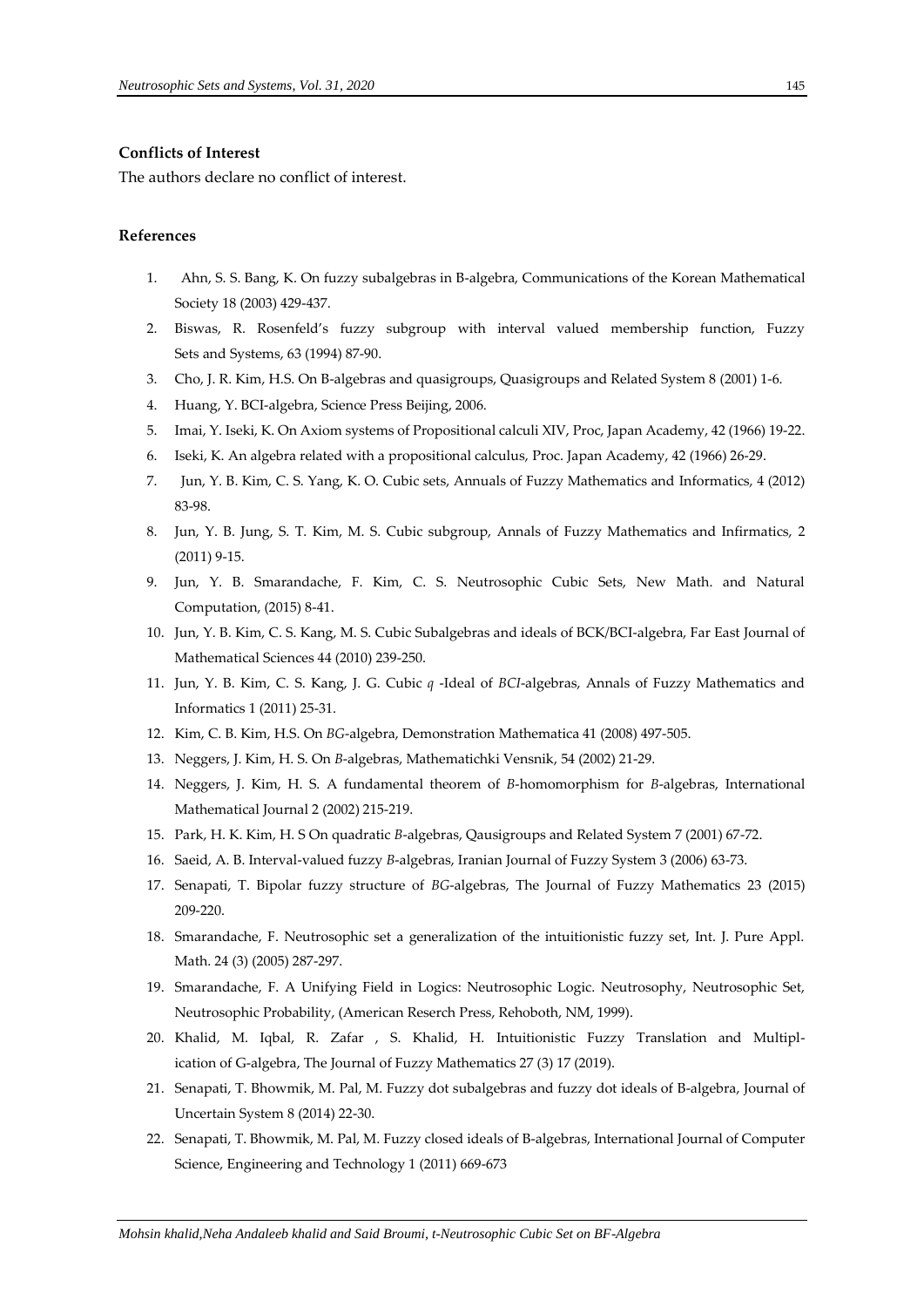**Conflicts of Interest**

The authors declare no conflict of interest.

**References**

1. Ahn, S. S. Bang, K. On fuzzy subalgebras in B-algebra, Communications of the Korean Mathematical Society 18 (2003) 429-437.
2. Biswas, R. Rosenfeld's fuzzy subgroup with interval valued membership function, Fuzzy Sets and Systems, 63 (1994) 87-90.
3. Cho, J. R. Kim, H.S. On B-algebras and quasigroups, Quasigroups and Related System 8 (2001) 1-6.
4. Huang, Y. BCI-algebra, Science Press Beijing, 2006.
5. Imai, Y. Iseki, K. On Axiom systems of Propositional calculi XIV, Proc, Japan Academy, 42 (1966) 19-22.
6. Iseki, K. An algebra related with a propositional calculus, Proc. Japan Academy, 42 (1966) 26-29.
7. Jun, Y. B. Kim, C. S. Yang, K. O. Cubic sets, Annuals of Fuzzy Mathematics and Informatics, 4 (2012) 83-98.
8. Jun, Y. B. Jung, S. T. Kim, M. S. Cubic subgroup, Annals of Fuzzy Mathematics and Infirmatics, 2 (2011) 9-15.
9. Jun, Y. B. Smarandache, F. Kim, C. S. Neutrosophic Cubic Sets, New Math. and Natural Computation, (2015) 8-41.
10. Jun, Y. B. Kim, C. S. Kang, M. S. Cubic Subalgebras and ideals of BCK/BCI-algebra, Far East Journal of Mathematical Sciences 44 (2010) 239-250.
11. Jun, Y. B. Kim, C. S. Kang, J. G. Cubic *q* -Ideal of *BCI*-algebras, Annals of Fuzzy Mathematics and Informatics 1 (2011) 25-31.
12. Kim, C. B. Kim, H.S. On *BG*-algebra, Demonstration Mathematica 41 (2008) 497-505.
13. Neggers, J. Kim, H. S. On *B*-algebras, Mathematichki Vensnik, 54 (2002) 21-29.
14. Neggers, J. Kim, H. S. A fundamental theorem of *B*-homomorphism for *B*-algebras, International Mathematical Journal 2 (2002) 215-219.
15. Park, H. K. Kim, H. S On quadratic *B*-algebras, Qausigroups and Related System 7 (2001) 67-72.
16. Saeid, A. B. Interval-valued fuzzy *B*-algebras, Iranian Journal of Fuzzy System 3 (2006) 63-73.
17. Senapati, T. Bipolar fuzzy structure of *BG*-algebras, The Journal of Fuzzy Mathematics 23 (2015) 209-220.
18. Smarandache, F. Neutrosophic set a generalization of the intuitionistic fuzzy set, Int. J. Pure Appl. Math. 24 (3) (2005) 287-297.
19. Smarandache, F. A Unifying Field in Logics: Neutrosophic Logic. Neutrosophy, Neutrosophic Set, Neutrosophic Probability, (American Reserch Press, Rehoboth, NM, 1999).
20. Khalid, M. Iqbal, R. Zafar , S. Khalid, H. Intuitionistic Fuzzy Translation and Multiplication of G-algebra, The Journal of Fuzzy Mathematics 27 (3) 17 (2019).
21. Senapati, T. Bhowmik, M. Pal, M. Fuzzy dot subalgebras and fuzzy dot ideals of B-algebra, Journal of Uncertain System 8 (2014) 22-30.
22. Senapati, T. Bhowmik, M. Pal, M. Fuzzy closed ideals of B-algebras, International Journal of Computer Science, Engineering and Technology 1 (2011) 669-673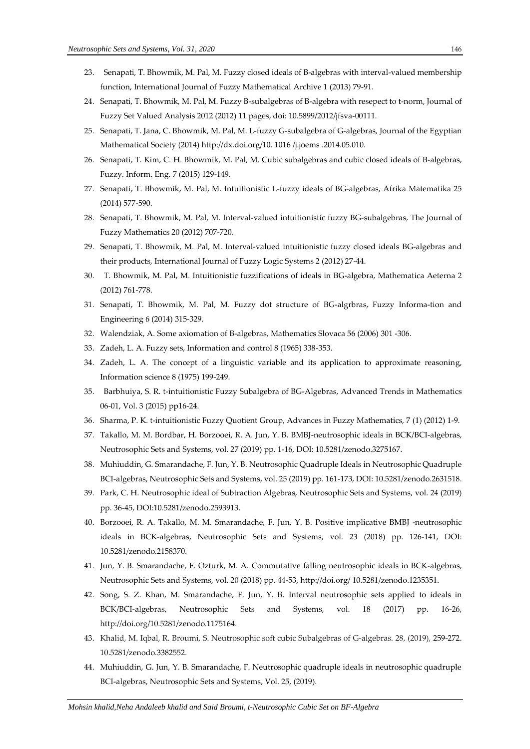23. Senapati, T. Bhowmik, M. Pal, M. Fuzzy closed ideals of B-algebras with interval-valued membership function, International Journal of Fuzzy Mathematical Archive 1 (2013) 79-91.
24. Senapati, T. Bhowmik, M. Pal, M. Fuzzy B-subalgebras of B-algebra with resepect to t-norm, Journal of Fuzzy Set Valued Analysis 2012 (2012) 11 pages, doi: 10.5899/2012/jfsva-00111.
25. Senapati, T. Jana, C. Bhowmik, M. Pal, M. L-fuzzy G-subalgebra of G-algebras, Journal of the Egyptian Mathematical Society (2014) http://dx.doi.org/10. 1016 /j.joems .2014.05.010.
26. Senapati, T. Kim, C. H. Bhowmik, M. Pal, M. Cubic subalgebras and cubic closed ideals of B-algebras, Fuzzy. Inform. Eng. 7 (2015) 129-149.
27. Senapati, T. Bhowmik, M. Pal, M. Intuitionistic L-fuzzy ideals of BG-algebras, Afrika Matematika 25 (2014) 577-590.
28. Senapati, T. Bhowmik, M. Pal, M. Interval-valued intuitionistic fuzzy BG-subalgebras, The Journal of Fuzzy Mathematics 20 (2012) 707-720.
29. Senapati, T. Bhowmik, M. Pal, M. Interval-valued intuitionistic fuzzy closed ideals BG-algebras and their products, International Journal of Fuzzy Logic Systems 2 (2012) 27-44.
30. T. Bhowmik, M. Pal, M. Intuitionistic fuzzifications of ideals in BG-algebra, Mathematica Aeterna 2 (2012) 761-778.
31. Senapati, T. Bhowmik, M. Pal, M. Fuzzy dot structure of BG-algrbras, Fuzzy Informa-tion and Engineering 6 (2014) 315-329.
32. Walendziak, A. Some axiomation of B-algebras, Mathematics Slovaca 56 (2006) 301 -306.
33. Zadeh, L. A. Fuzzy sets, Information and control 8 (1965) 338-353.
34. Zadeh, L. A. The concept of a linguistic variable and its application to approximate reasoning, Information science 8 (1975) 199-249.
35. Barbhuiya, S. R. t-intuitionistic Fuzzy Subalgebra of BG-Algebras, Advanced Trends in Mathematics 06-01, Vol. 3 (2015) pp16-24.
36. Sharma, P. K. t-intuitionistic Fuzzy Quotient Group, Advances in Fuzzy Mathematics, 7 (1) (2012) 1-9.
37. Takallo, M. M. Bordbar, H. Borzooei, R. A. Jun, Y. B. BMBJ-neutrosophic ideals in BCK/BCI-algebras, Neutrosophic Sets and Systems, vol. 27 (2019) pp. 1-16, DOI: 10.5281/zenodo.3275167.
38. Muhiuddin, G. Smarandache, F. Jun, Y. B. Neutrosophic Quadruple Ideals in Neutrosophic Quadruple BCI-algebras, Neutrosophic Sets and Systems, vol. 25 (2019) pp. 161-173, DOI: 10.5281/zenodo.2631518.
39. Park, C. H. Neutrosophic ideal of Subtraction Algebras, Neutrosophic Sets and Systems, vol. 24 (2019) pp. 36-45, DOI:10.5281/zenodo.2593913.
40. Borzooei, R. A. Takallo, M. M. Smarandache, F. Jun, Y. B. Positive implicative BMBJ -neutrosophic ideals in BCK-algebras, Neutrosophic Sets and Systems, vol. 23 (2018) pp. 126-141, DOI: 10.5281/zenodo.2158370.
41. Jun, Y. B. Smarandache, F. Ozturk, M. A. Commutative falling neutrosophic ideals in BCK-algebras, Neutrosophic Sets and Systems, vol. 20 (2018) pp. 44-53, http://doi.org/ 10.5281/zenodo.1235351.
42. Song, S. Z. Khan, M. Smarandache, F. Jun, Y. B. Interval neutrosophic sets applied to ideals in BCK/BCI-algebras, Neutrosophic Sets and Systems, vol. 18 (2017) pp. 16-26, http://doi.org/10.5281/zenodo.1175164.
43. Khalid, M. Iqbal, R. Broumi, S. Neutrosophic soft cubic Subalgebras of G-algebras. 28, (2019), 259-272. 10.5281/zenodo.3382552.
44. Muhiuddin, G. Jun, Y. B. Smarandache, F. Neutrosophic quadruple ideals in neutrosophic quadruple BCI-algebras, Neutrosophic Sets and Systems, Vol. 25, (2019).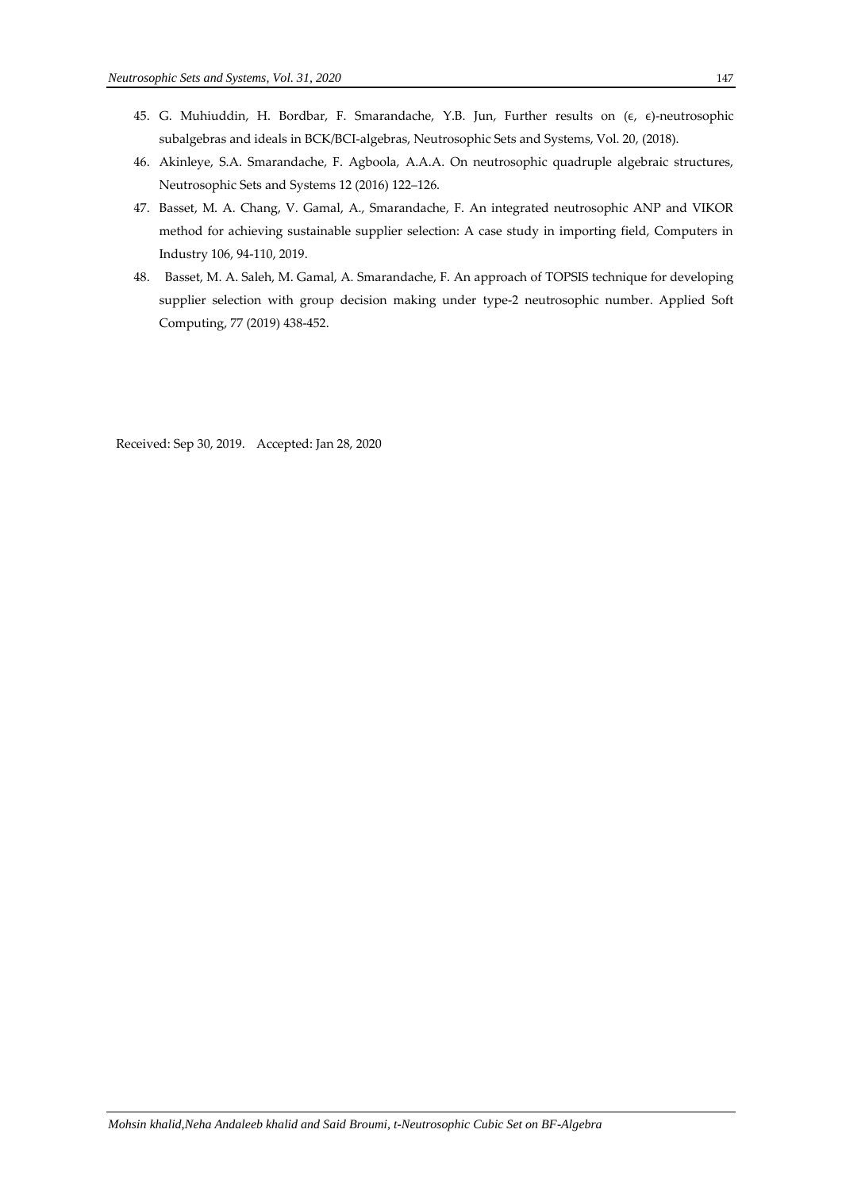45. G. Muhiuddin, H. Bordbar, F. Smarandache, Y.B. Jun, Further results on (ϵ, ϵ)-neutrosophic subalgebras and ideals in BCK/BCI-algebras, Neutrosophic Sets and Systems, Vol. 20, (2018).
46. Akinleye, S.A. Smarandache, F. Agboola, A.A.A. On neutrosophic quadruple algebraic structures, Neutrosophic Sets and Systems 12 (2016) 122–126.
47. Basset, M. A. Chang, V. Gamal, A., Smarandache, F. An integrated neutrosophic ANP and VIKOR method for achieving sustainable supplier selection: A case study in importing field, Computers in Industry 106, 94-110, 2019.
48. Basset, M. A. Saleh, M. Gamal, A. Smarandache, F. An approach of TOPSIS technique for developing supplier selection with group decision making under type-2 neutrosophic number. Applied Soft Computing, 77 (2019) 438-452.

Received: Sep 30, 2019. Accepted: Jan 28, 2020